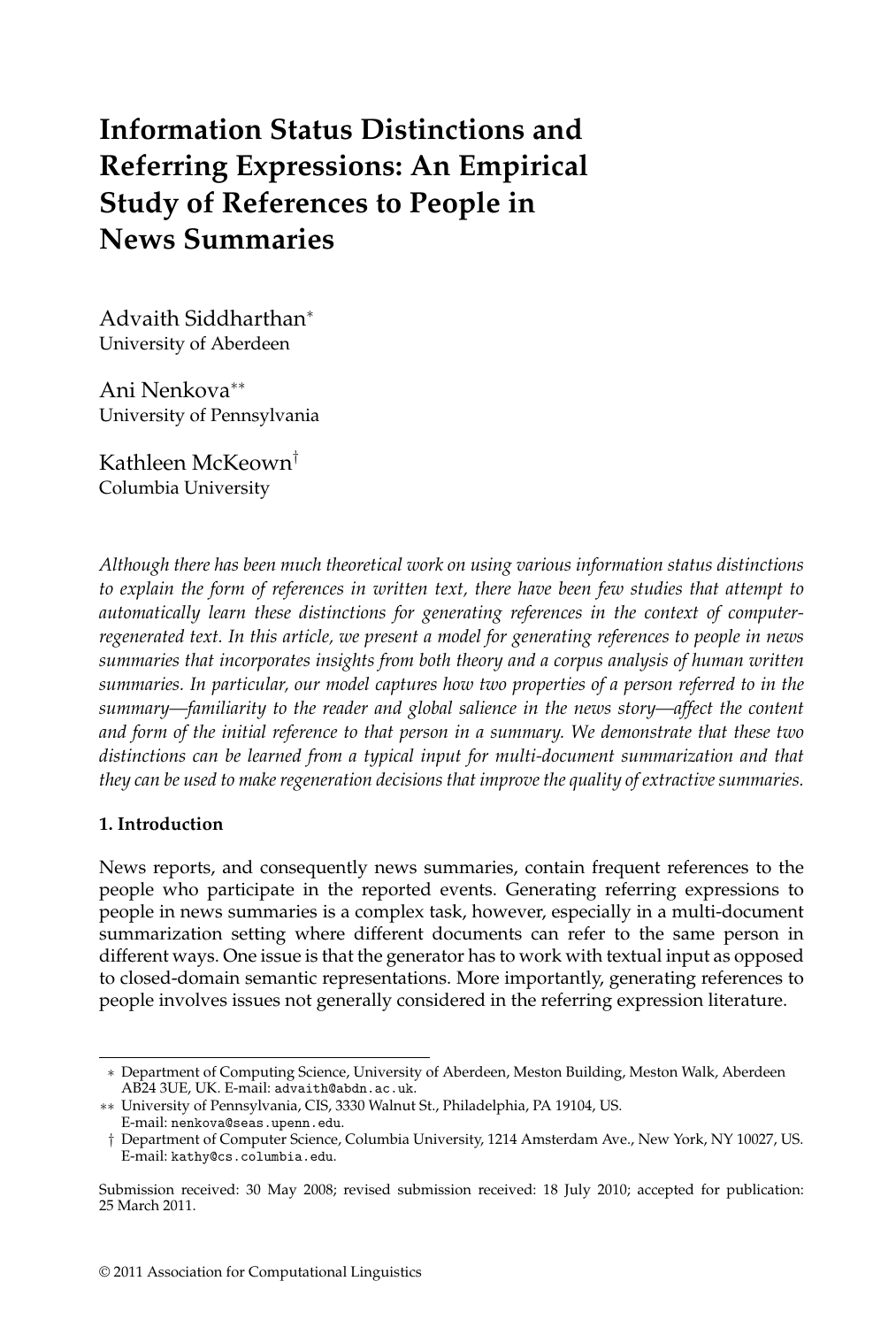# Information Status Distinctions and Referring Expressions: An Empirical Study of References to People in News Summaries

Advaith Siddharthan*
University of Aberdeen

Ani Nenkova**
University of Pennsylvania

Kathleen McKeown†
Columbia University

*Although there has been much theoretical work on using various information status distinctions to explain the form of references in written text, there have been few studies that attempt to automatically learn these distinctions for generating references in the context of computer-regenerated text. In this article, we present a model for generating references to people in news summaries that incorporates insights from both theory and a corpus analysis of human written summaries. In particular, our model captures how two properties of a person referred to in the summary—familiarity to the reader and global salience in the news story—affect the content and form of the initial reference to that person in a summary. We demonstrate that these two distinctions can be learned from a typical input for multi-document summarization and that they can be used to make regeneration decisions that improve the quality of extractive summaries.*

## 1. Introduction

News reports, and consequently news summaries, contain frequent references to the people who participate in the reported events. Generating referring expressions to people in news summaries is a complex task, however, especially in a multi-document summarization setting where different documents can refer to the same person in different ways. One issue is that the generator has to work with textual input as opposed to closed-domain semantic representations. More importantly, generating references to people involves issues not generally considered in the referring expression literature.

---

* Department of Computing Science, University of Aberdeen, Meston Building, Meston Walk, Aberdeen AB24 3UE, UK. E-mail: advaith@abdn.ac.uk.

** University of Pennsylvania, CIS, 3330 Walnut St., Philadelphia, PA 19104, US. E-mail: nenkova@seas.upenn.edu.

† Department of Computer Science, Columbia University, 1214 Amsterdam Ave., New York, NY 10027, US. E-mail: kathy@cs.columbia.edu.

Submission received: 30 May 2008; revised submission received: 18 July 2010; accepted for publication: 25 March 2011.

© 2011 Association for Computational Linguistics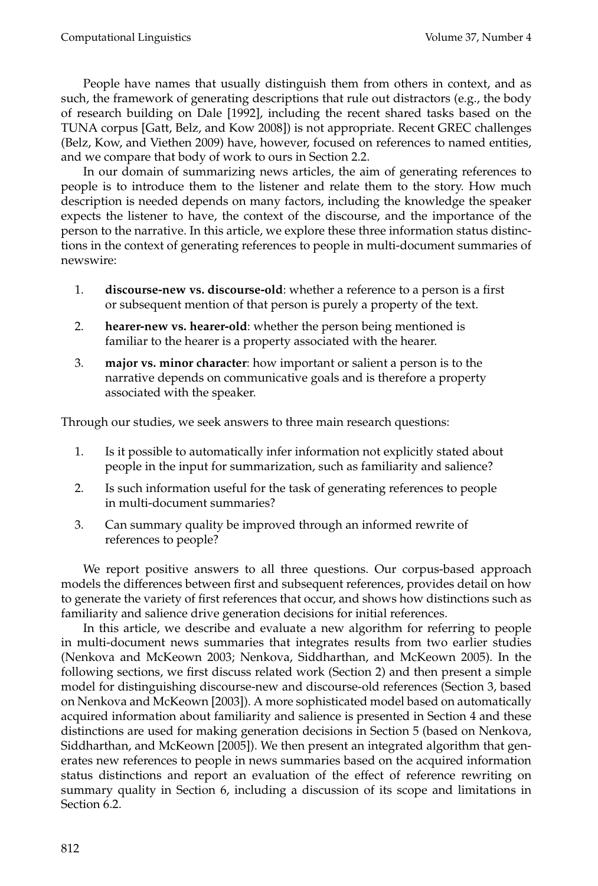People have names that usually distinguish them from others in context, and as such, the framework of generating descriptions that rule out distractors (e.g., the body of research building on Dale [1992], including the recent shared tasks based on the TUNA corpus [Gatt, Belz, and Kow 2008]) is not appropriate. Recent GREC challenges (Belz, Kow, and Viethen 2009) have, however, focused on references to named entities, and we compare that body of work to ours in Section 2.2.

In our domain of summarizing news articles, the aim of generating references to people is to introduce them to the listener and relate them to the story. How much description is needed depends on many factors, including the knowledge the speaker expects the listener to have, the context of the discourse, and the importance of the person to the narrative. In this article, we explore these three information status distinctions in the context of generating references to people in multi-document summaries of newswire:

1. **discourse-new vs. discourse-old**: whether a reference to a person is a first or subsequent mention of that person is purely a property of the text.
2. **hearer-new vs. hearer-old**: whether the person being mentioned is familiar to the hearer is a property associated with the hearer.
3. **major vs. minor character**: how important or salient a person is to the narrative depends on communicative goals and is therefore a property associated with the speaker.

Through our studies, we seek answers to three main research questions:

1. Is it possible to automatically infer information not explicitly stated about people in the input for summarization, such as familiarity and salience?
2. Is such information useful for the task of generating references to people in multi-document summaries?
3. Can summary quality be improved through an informed rewrite of references to people?

We report positive answers to all three questions. Our corpus-based approach models the differences between first and subsequent references, provides detail on how to generate the variety of first references that occur, and shows how distinctions such as familiarity and salience drive generation decisions for initial references.

In this article, we describe and evaluate a new algorithm for referring to people in multi-document news summaries that integrates results from two earlier studies (Nenkova and McKeown 2003; Nenkova, Siddharthan, and McKeown 2005). In the following sections, we first discuss related work (Section 2) and then present a simple model for distinguishing discourse-new and discourse-old references (Section 3, based on Nenkova and McKeown [2003]). A more sophisticated model based on automatically acquired information about familiarity and salience is presented in Section 4 and these distinctions are used for making generation decisions in Section 5 (based on Nenkova, Siddharthan, and McKeown [2005]). We then present an integrated algorithm that generates new references to people in news summaries based on the acquired information status distinctions and report an evaluation of the effect of reference rewriting on summary quality in Section 6, including a discussion of its scope and limitations in Section 6.2.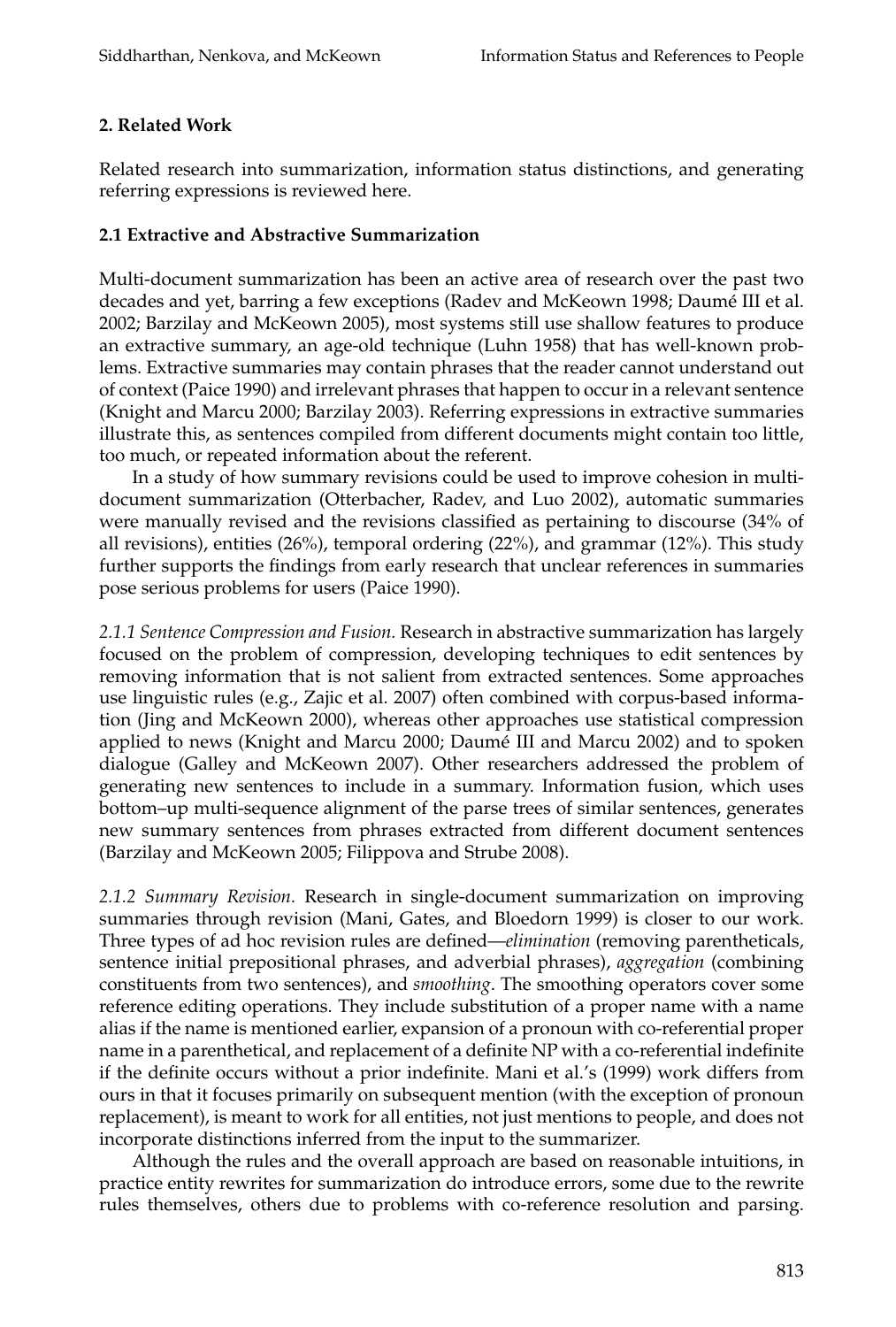## 2. Related Work

Related research into summarization, information status distinctions, and generating referring expressions is reviewed here.

### 2.1 Extractive and Abstractive Summarization

Multi-document summarization has been an active area of research over the past two decades and yet, barring a few exceptions (Radev and McKeown 1998; Daumé III et al. 2002; Barzilay and McKeown 2005), most systems still use shallow features to produce an extractive summary, an age-old technique (Luhn 1958) that has well-known problems. Extractive summaries may contain phrases that the reader cannot understand out of context (Paice 1990) and irrelevant phrases that happen to occur in a relevant sentence (Knight and Marcu 2000; Barzilay 2003). Referring expressions in extractive summaries illustrate this, as sentences compiled from different documents might contain too little, too much, or repeated information about the referent.

In a study of how summary revisions could be used to improve cohesion in multi-document summarization (Otterbacher, Radev, and Luo 2002), automatic summaries were manually revised and the revisions classified as pertaining to discourse (34% of all revisions), entities (26%), temporal ordering (22%), and grammar (12%). This study further supports the findings from early research that unclear references in summaries pose serious problems for users (Paice 1990).

*2.1.1 Sentence Compression and Fusion.* Research in abstractive summarization has largely focused on the problem of compression, developing techniques to edit sentences by removing information that is not salient from extracted sentences. Some approaches use linguistic rules (e.g., Zajic et al. 2007) often combined with corpus-based information (Jing and McKeown 2000), whereas other approaches use statistical compression applied to news (Knight and Marcu 2000; Daumé III and Marcu 2002) and to spoken dialogue (Galley and McKeown 2007). Other researchers addressed the problem of generating new sentences to include in a summary. Information fusion, which uses bottom–up multi-sequence alignment of the parse trees of similar sentences, generates new summary sentences from phrases extracted from different document sentences (Barzilay and McKeown 2005; Filippova and Strube 2008).

*2.1.2 Summary Revision.* Research in single-document summarization on improving summaries through revision (Mani, Gates, and Bloedorn 1999) is closer to our work. Three types of ad hoc revision rules are defined—*elimination* (removing parentheticals, sentence initial prepositional phrases, and adverbial phrases), *aggregation* (combining constituents from two sentences), and *smoothing*. The smoothing operators cover some reference editing operations. They include substitution of a proper name with a name alias if the name is mentioned earlier, expansion of a pronoun with co-referential proper name in a parenthetical, and replacement of a definite NP with a co-referential indefinite if the definite occurs without a prior indefinite. Mani et al.'s (1999) work differs from ours in that it focuses primarily on subsequent mention (with the exception of pronoun replacement), is meant to work for all entities, not just mentions to people, and does not incorporate distinctions inferred from the input to the summarizer.

Although the rules and the overall approach are based on reasonable intuitions, in practice entity rewrites for summarization do introduce errors, some due to the rewrite rules themselves, others due to problems with co-reference resolution and parsing.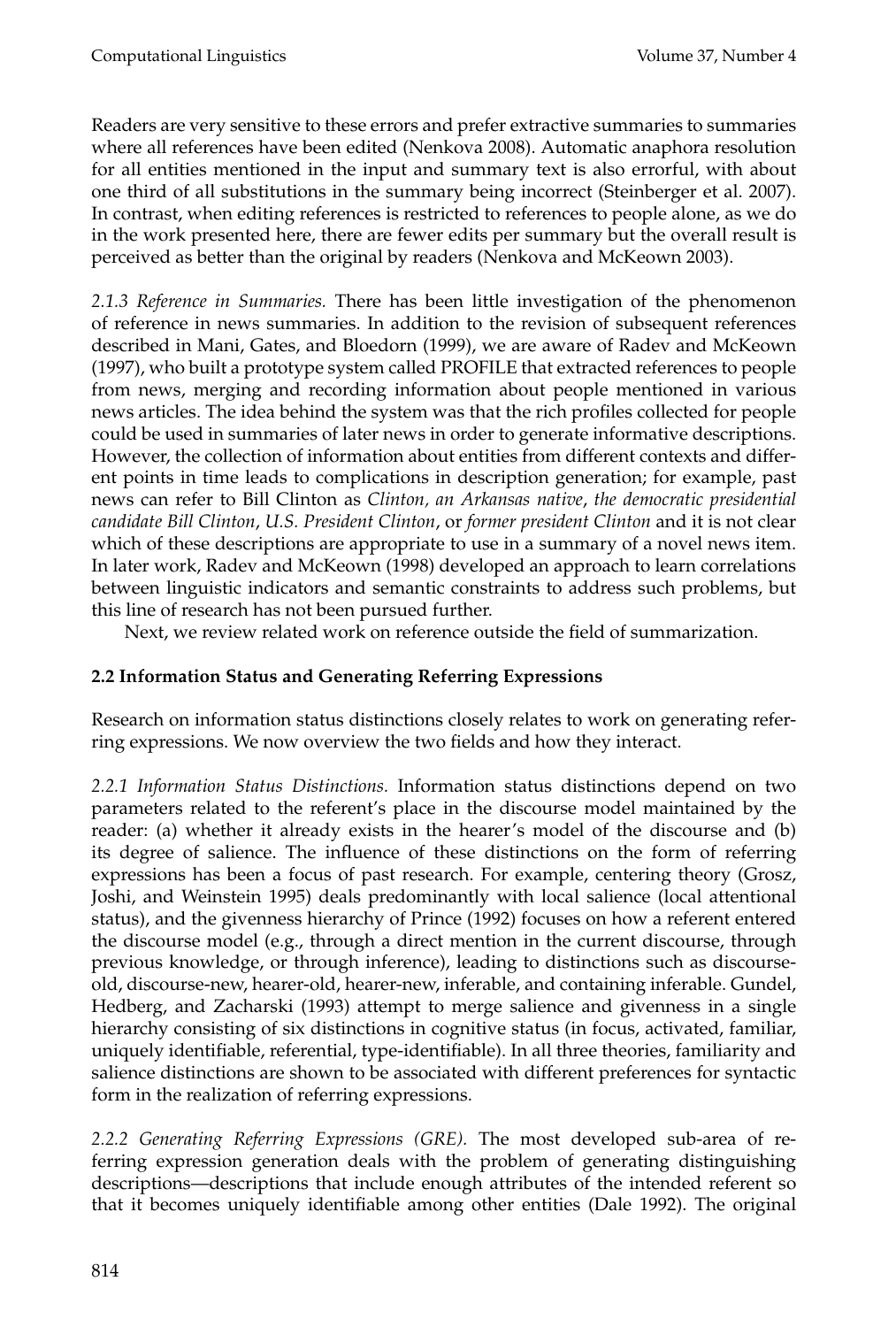Readers are very sensitive to these errors and prefer extractive summaries to summaries where all references have been edited (Nenkova 2008). Automatic anaphora resolution for all entities mentioned in the input and summary text is also errorful, with about one third of all substitutions in the summary being incorrect (Steinberger et al. 2007). In contrast, when editing references is restricted to references to people alone, as we do in the work presented here, there are fewer edits per summary but the overall result is perceived as better than the original by readers (Nenkova and McKeown 2003).

*2.1.3 Reference in Summaries.* There has been little investigation of the phenomenon of reference in news summaries. In addition to the revision of subsequent references described in Mani, Gates, and Bloedorn (1999), we are aware of Radev and McKeown (1997), who built a prototype system called PROFILE that extracted references to people from news, merging and recording information about people mentioned in various news articles. The idea behind the system was that the rich profiles collected for people could be used in summaries of later news in order to generate informative descriptions. However, the collection of information about entities from different contexts and different points in time leads to complications in description generation; for example, past news can refer to Bill Clinton as *Clinton, an Arkansas native*, *the democratic presidential candidate Bill Clinton*, *U.S. President Clinton*, or *former president Clinton* and it is not clear which of these descriptions are appropriate to use in a summary of a novel news item. In later work, Radev and McKeown (1998) developed an approach to learn correlations between linguistic indicators and semantic constraints to address such problems, but this line of research has not been pursued further.

Next, we review related work on reference outside the field of summarization.

### 2.2 Information Status and Generating Referring Expressions

Research on information status distinctions closely relates to work on generating referring expressions. We now overview the two fields and how they interact.

*2.2.1 Information Status Distinctions.* Information status distinctions depend on two parameters related to the referent's place in the discourse model maintained by the reader: (a) whether it already exists in the hearer's model of the discourse and (b) its degree of salience. The influence of these distinctions on the form of referring expressions has been a focus of past research. For example, centering theory (Grosz, Joshi, and Weinstein 1995) deals predominantly with local salience (local attentional status), and the givenness hierarchy of Prince (1992) focuses on how a referent entered the discourse model (e.g., through a direct mention in the current discourse, through previous knowledge, or through inference), leading to distinctions such as discourse-old, discourse-new, hearer-old, hearer-new, inferable, and containing inferable. Gundel, Hedberg, and Zacharski (1993) attempt to merge salience and givenness in a single hierarchy consisting of six distinctions in cognitive status (in focus, activated, familiar, uniquely identifiable, referential, type-identifiable). In all three theories, familiarity and salience distinctions are shown to be associated with different preferences for syntactic form in the realization of referring expressions.

*2.2.2 Generating Referring Expressions (GRE).* The most developed sub-area of referring expression generation deals with the problem of generating distinguishing descriptions—descriptions that include enough attributes of the intended referent so that it becomes uniquely identifiable among other entities (Dale 1992). The original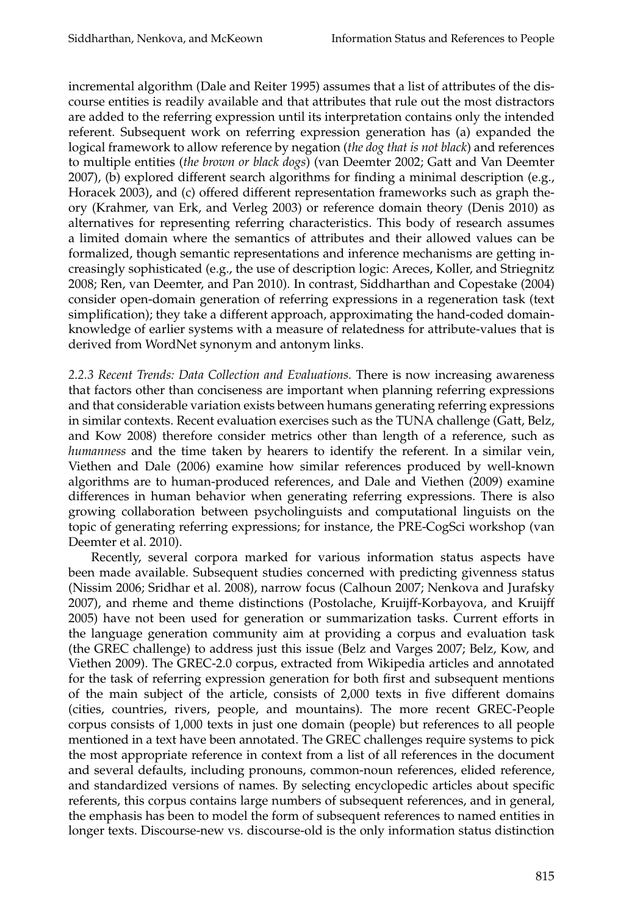incremental algorithm (Dale and Reiter 1995) assumes that a list of attributes of the discourse entities is readily available and that attributes that rule out the most distractors are added to the referring expression until its interpretation contains only the intended referent. Subsequent work on referring expression generation has (a) expanded the logical framework to allow reference by negation (*the dog that is not black*) and references to multiple entities (*the brown or black dogs*) (van Deemter 2002; Gatt and Van Deemter 2007), (b) explored different search algorithms for finding a minimal description (e.g., Horacek 2003), and (c) offered different representation frameworks such as graph theory (Krahmer, van Erk, and Verleg 2003) or reference domain theory (Denis 2010) as alternatives for representing referring characteristics. This body of research assumes a limited domain where the semantics of attributes and their allowed values can be formalized, though semantic representations and inference mechanisms are getting increasingly sophisticated (e.g., the use of description logic: Areces, Koller, and Striegnitz 2008; Ren, van Deemter, and Pan 2010). In contrast, Siddharthan and Copestake (2004) consider open-domain generation of referring expressions in a regeneration task (text simplification); they take a different approach, approximating the hand-coded domain-knowledge of earlier systems with a measure of relatedness for attribute-values that is derived from WordNet synonym and antonym links.

*2.2.3 Recent Trends: Data Collection and Evaluations.* There is now increasing awareness that factors other than conciseness are important when planning referring expressions and that considerable variation exists between humans generating referring expressions in similar contexts. Recent evaluation exercises such as the TUNA challenge (Gatt, Belz, and Kow 2008) therefore consider metrics other than length of a reference, such as *humanness* and the time taken by hearers to identify the referent. In a similar vein, Viethen and Dale (2006) examine how similar references produced by well-known algorithms are to human-produced references, and Dale and Viethen (2009) examine differences in human behavior when generating referring expressions. There is also growing collaboration between psycholinguists and computational linguists on the topic of generating referring expressions; for instance, the PRE-CogSci workshop (van Deemter et al. 2010).

Recently, several corpora marked for various information status aspects have been made available. Subsequent studies concerned with predicting givenness status (Nissim 2006; Sridhar et al. 2008), narrow focus (Calhoun 2007; Nenkova and Jurafsky 2007), and rheme and theme distinctions (Postolache, Kruijff-Korbayova, and Kruijff 2005) have not been used for generation or summarization tasks. Current efforts in the language generation community aim at providing a corpus and evaluation task (the GREC challenge) to address just this issue (Belz and Varges 2007; Belz, Kow, and Viethen 2009). The GREC-2.0 corpus, extracted from Wikipedia articles and annotated for the task of referring expression generation for both first and subsequent mentions of the main subject of the article, consists of 2,000 texts in five different domains (cities, countries, rivers, people, and mountains). The more recent GREC-People corpus consists of 1,000 texts in just one domain (people) but references to all people mentioned in a text have been annotated. The GREC challenges require systems to pick the most appropriate reference in context from a list of all references in the document and several defaults, including pronouns, common-noun references, elided reference, and standardized versions of names. By selecting encyclopedic articles about specific referents, this corpus contains large numbers of subsequent references, and in general, the emphasis has been to model the form of subsequent references to named entities in longer texts. Discourse-new vs. discourse-old is the only information status distinction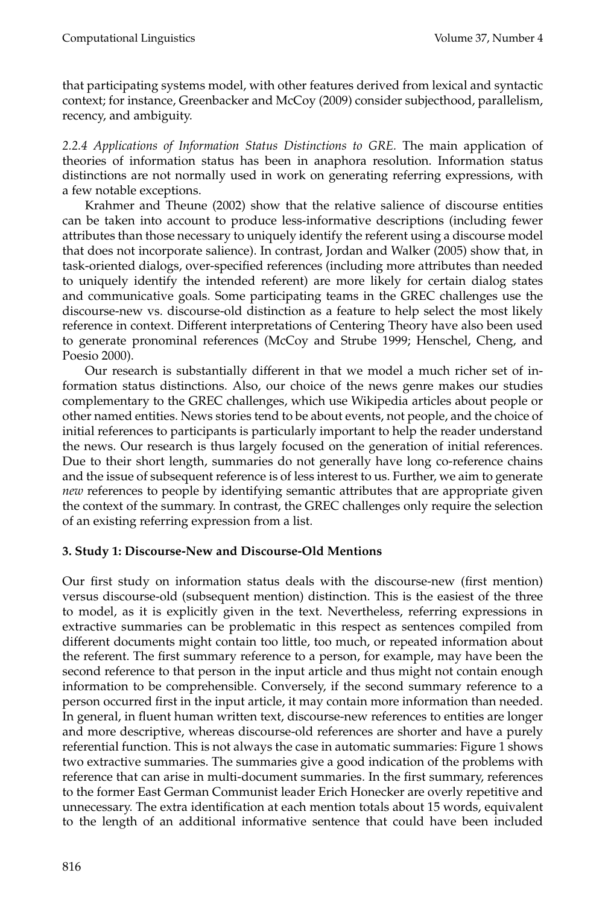that participating systems model, with other features derived from lexical and syntactic context; for instance, Greenbacker and McCoy (2009) consider subjecthood, parallelism, recency, and ambiguity.

*2.2.4 Applications of Information Status Distinctions to GRE.* The main application of theories of information status has been in anaphora resolution. Information status distinctions are not normally used in work on generating referring expressions, with a few notable exceptions.

Krahmer and Theune (2002) show that the relative salience of discourse entities can be taken into account to produce less-informative descriptions (including fewer attributes than those necessary to uniquely identify the referent using a discourse model that does not incorporate salience). In contrast, Jordan and Walker (2005) show that, in task-oriented dialogs, over-specified references (including more attributes than needed to uniquely identify the intended referent) are more likely for certain dialog states and communicative goals. Some participating teams in the GREC challenges use the discourse-new vs. discourse-old distinction as a feature to help select the most likely reference in context. Different interpretations of Centering Theory have also been used to generate pronominal references (McCoy and Strube 1999; Henschel, Cheng, and Poesio 2000).

Our research is substantially different in that we model a much richer set of information status distinctions. Also, our choice of the news genre makes our studies complementary to the GREC challenges, which use Wikipedia articles about people or other named entities. News stories tend to be about events, not people, and the choice of initial references to participants is particularly important to help the reader understand the news. Our research is thus largely focused on the generation of initial references. Due to their short length, summaries do not generally have long co-reference chains and the issue of subsequent reference is of less interest to us. Further, we aim to generate *new* references to people by identifying semantic attributes that are appropriate given the context of the summary. In contrast, the GREC challenges only require the selection of an existing referring expression from a list.

## 3. Study 1: Discourse-New and Discourse-Old Mentions

Our first study on information status deals with the discourse-new (first mention) versus discourse-old (subsequent mention) distinction. This is the easiest of the three to model, as it is explicitly given in the text. Nevertheless, referring expressions in extractive summaries can be problematic in this respect as sentences compiled from different documents might contain too little, too much, or repeated information about the referent. The first summary reference to a person, for example, may have been the second reference to that person in the input article and thus might not contain enough information to be comprehensible. Conversely, if the second summary reference to a person occurred first in the input article, it may contain more information than needed. In general, in fluent human written text, discourse-new references to entities are longer and more descriptive, whereas discourse-old references are shorter and have a purely referential function. This is not always the case in automatic summaries: Figure 1 shows two extractive summaries. The summaries give a good indication of the problems with reference that can arise in multi-document summaries. In the first summary, references to the former East German Communist leader Erich Honecker are overly repetitive and unnecessary. The extra identification at each mention totals about 15 words, equivalent to the length of an additional informative sentence that could have been included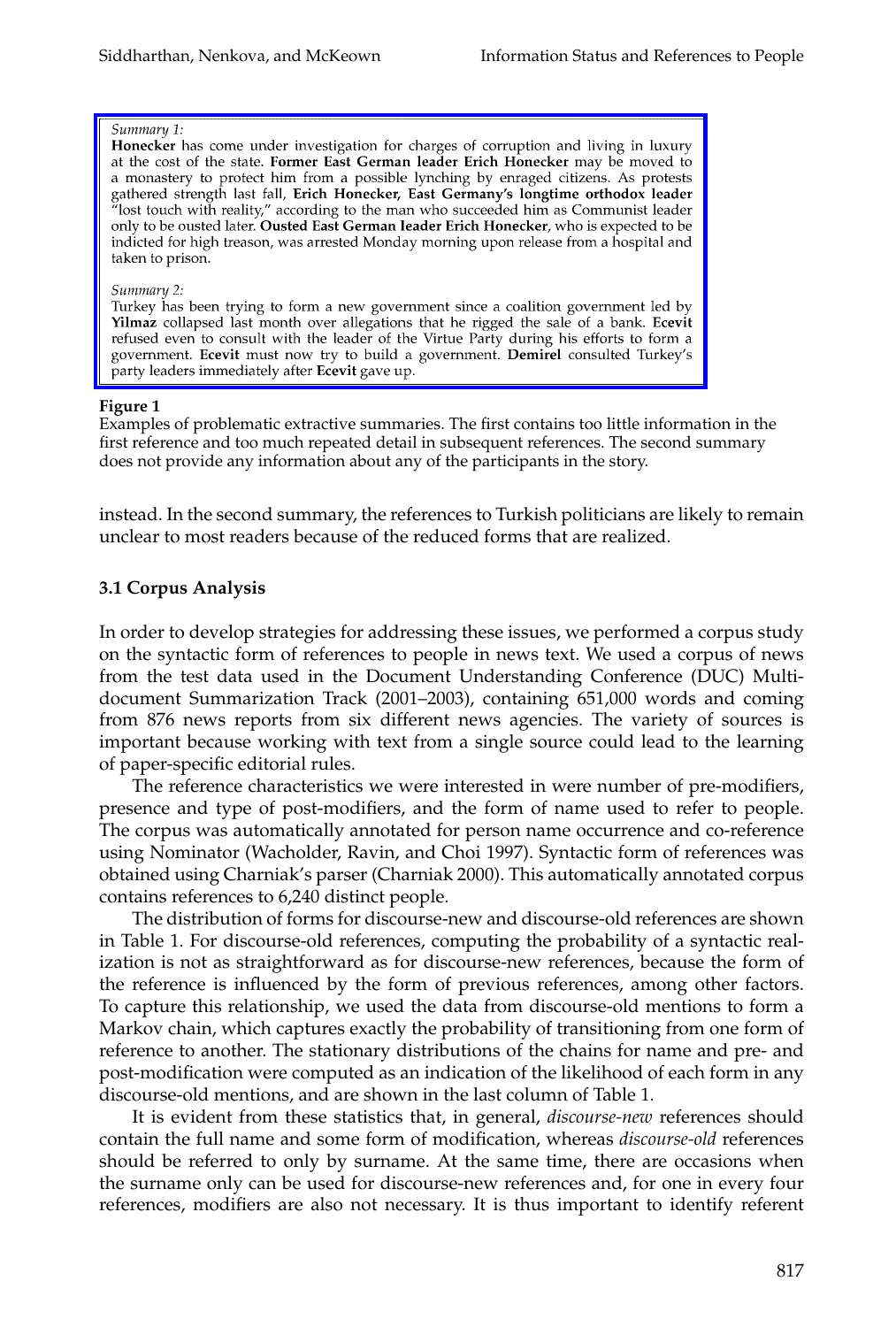*Summary 1:*
**Honecker** has come under investigation for charges of corruption and living in luxury at the cost of the state. **Former East German leader Erich Honecker** may be moved to a monastery to protect him from a possible lynching by enraged citizens. As protests gathered strength last fall, **Erich Honecker, East Germany's longtime orthodox leader** "lost touch with reality," according to the man who succeeded him as Communist leader only to be ousted later. **Ousted East German leader Erich Honecker**, who is expected to be indicted for high treason, was arrested Monday morning upon release from a hospital and taken to prison.

*Summary 2:*
Turkey has been trying to form a new government since a coalition government led by **Yilmaz** collapsed last month over allegations that he rigged the sale of a bank. **Ecevit** refused even to consult with the leader of the Virtue Party during his efforts to form a government. **Ecevit** must now try to build a government. **Demirel** consulted Turkey's party leaders immediately after **Ecevit** gave up.

**Figure 1**
Examples of problematic extractive summaries. The first contains too little information in the first reference and too much repeated detail in subsequent references. The second summary does not provide any information about any of the participants in the story.

instead. In the second summary, the references to Turkish politicians are likely to remain unclear to most readers because of the reduced forms that are realized.

### 3.1 Corpus Analysis

In order to develop strategies for addressing these issues, we performed a corpus study on the syntactic form of references to people in news text. We used a corpus of news from the test data used in the Document Understanding Conference (DUC) Multi-document Summarization Track (2001–2003), containing 651,000 words and coming from 876 news reports from six different news agencies. The variety of sources is important because working with text from a single source could lead to the learning of paper-specific editorial rules.

The reference characteristics we were interested in were number of pre-modifiers, presence and type of post-modifiers, and the form of name used to refer to people. The corpus was automatically annotated for person name occurrence and co-reference using Nominator (Wacholder, Ravin, and Choi 1997). Syntactic form of references was obtained using Charniak's parser (Charniak 2000). This automatically annotated corpus contains references to 6,240 distinct people.

The distribution of forms for discourse-new and discourse-old references are shown in Table 1. For discourse-old references, computing the probability of a syntactic realization is not as straightforward as for discourse-new references, because the form of the reference is influenced by the form of previous references, among other factors. To capture this relationship, we used the data from discourse-old mentions to form a Markov chain, which captures exactly the probability of transitioning from one form of reference to another. The stationary distributions of the chains for name and pre- and post-modification were computed as an indication of the likelihood of each form in any discourse-old mentions, and are shown in the last column of Table 1.

It is evident from these statistics that, in general, *discourse-new* references should contain the full name and some form of modification, whereas *discourse-old* references should be referred to only by surname. At the same time, there are occasions when the surname only can be used for discourse-new references and, for one in every four references, modifiers are also not necessary. It is thus important to identify referent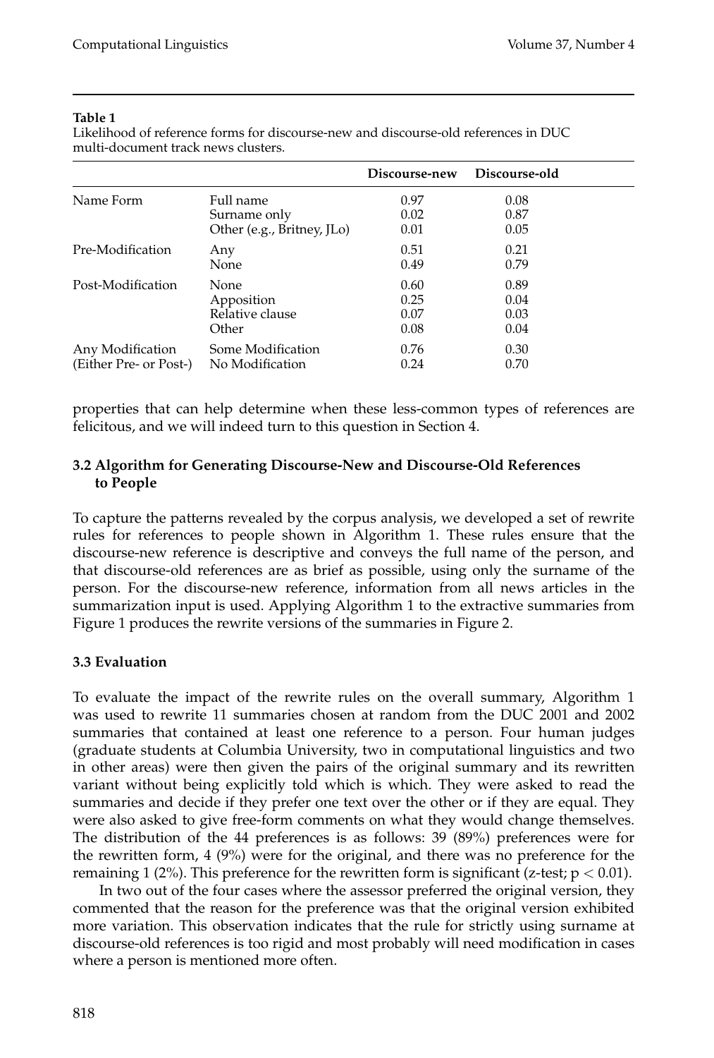**Table 1**
Likelihood of reference forms for discourse-new and discourse-old references in DUC multi-document track news clusters.

| | | **Discourse-new** | **Discourse-old** |
|---|---|---|---|
| Name Form | Full name | 0.97 | 0.08 |
| | Surname only | 0.02 | 0.87 |
| | Other (e.g., Britney, JLo) | 0.01 | 0.05 |
| Pre-Modification | Any | 0.51 | 0.21 |
| | None | 0.49 | 0.79 |
| Post-Modification | None | 0.60 | 0.89 |
| | Apposition | 0.25 | 0.04 |
| | Relative clause | 0.07 | 0.03 |
| | Other | 0.08 | 0.04 |
| Any Modification (Either Pre- or Post-) | Some Modification | 0.76 | 0.30 |
| | No Modification | 0.24 | 0.70 |

properties that can help determine when these less-common types of references are felicitous, and we will indeed turn to this question in Section 4.

### 3.2 Algorithm for Generating Discourse-New and Discourse-Old References to People

To capture the patterns revealed by the corpus analysis, we developed a set of rewrite rules for references to people shown in Algorithm 1. These rules ensure that the discourse-new reference is descriptive and conveys the full name of the person, and that discourse-old references are as brief as possible, using only the surname of the person. For the discourse-new reference, information from all news articles in the summarization input is used. Applying Algorithm 1 to the extractive summaries from Figure 1 produces the rewrite versions of the summaries in Figure 2.

### 3.3 Evaluation

To evaluate the impact of the rewrite rules on the overall summary, Algorithm 1 was used to rewrite 11 summaries chosen at random from the DUC 2001 and 2002 summaries that contained at least one reference to a person. Four human judges (graduate students at Columbia University, two in computational linguistics and two in other areas) were then given the pairs of the original summary and its rewritten variant without being explicitly told which is which. They were asked to read the summaries and decide if they prefer one text over the other or if they are equal. They were also asked to give free-form comments on what they would change themselves. The distribution of the 44 preferences is as follows: 39 (89%) preferences were for the rewritten form, 4 (9%) were for the original, and there was no preference for the remaining 1 (2%). This preference for the rewritten form is significant (z-test; $p < 0.01$).

In two out of the four cases where the assessor preferred the original version, they commented that the reason for the preference was that the original version exhibited more variation. This observation indicates that the rule for strictly using surname at discourse-old references is too rigid and most probably will need modification in cases where a person is mentioned more often.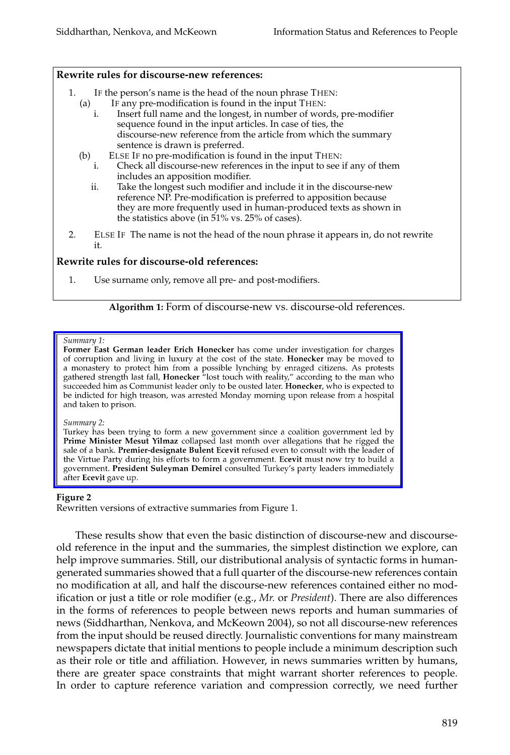**Rewrite rules for discourse-new references:**

1. IF the person's name is the head of the noun phrase THEN:
   (a) IF any pre-modification is found in the input THEN:
      i. Insert full name and the longest, in number of words, pre-modifier sequence found in the input articles. In case of ties, the discourse-new reference from the article from which the summary sentence is drawn is preferred.
   (b) ELSE IF no pre-modification is found in the input THEN:
      i. Check all discourse-new references in the input to see if any of them includes an apposition modifier.
      ii. Take the longest such modifier and include it in the discourse-new reference NP. Pre-modification is preferred to apposition because they are more frequently used in human-produced texts as shown in the statistics above (in 51% vs. 25% of cases).
2. ELSE IF The name is not the head of the noun phrase it appears in, do not rewrite it.

**Rewrite rules for discourse-old references:**

1. Use surname only, remove all pre- and post-modifiers.

**Algorithm 1:** Form of discourse-new vs. discourse-old references.

*Summary 1:*
**Former East German leader Erich Honecker** has come under investigation for charges of corruption and living in luxury at the cost of the state. **Honecker** may be moved to a monastery to protect him from a possible lynching by enraged citizens. As protests gathered strength last fall, **Honecker** "lost touch with reality," according to the man who succeeded him as Communist leader only to be ousted later. **Honecker**, who is expected to be indicted for high treason, was arrested Monday morning upon release from a hospital and taken to prison.

*Summary 2:*
Turkey has been trying to form a new government since a coalition government led by **Prime Minister Mesut Yilmaz** collapsed last month over allegations that he rigged the sale of a bank. **Premier-designate Bulent Ecevit** refused even to consult with the leader of the Virtue Party during his efforts to form a government. **Ecevit** must now try to build a government. **President Suleyman Demirel** consulted Turkey's party leaders immediately after **Ecevit** gave up.

**Figure 2**
Rewritten versions of extractive summaries from Figure 1.

These results show that even the basic distinction of discourse-new and discourse-old reference in the input and the summaries, the simplest distinction we explore, can help improve summaries. Still, our distributional analysis of syntactic forms in human-generated summaries showed that a full quarter of the discourse-new references contain no modification at all, and half the discourse-new references contained either no modification or just a title or role modifier (e.g., *Mr.* or *President*). There are also differences in the forms of references to people between news reports and human summaries of news (Siddharthan, Nenkova, and McKeown 2004), so not all discourse-new references from the input should be reused directly. Journalistic conventions for many mainstream newspapers dictate that initial mentions to people include a minimum description such as their role or title and affiliation. However, in news summaries written by humans, there are greater space constraints that might warrant shorter references to people. In order to capture reference variation and compression correctly, we need further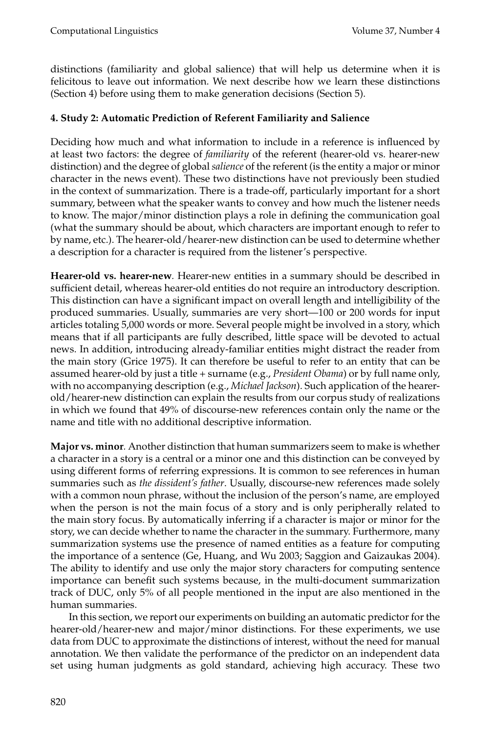distinctions (familiarity and global salience) that will help us determine when it is felicitous to leave out information. We next describe how we learn these distinctions (Section 4) before using them to make generation decisions (Section 5).

## 4. Study 2: Automatic Prediction of Referent Familiarity and Salience

Deciding how much and what information to include in a reference is influenced by at least two factors: the degree of *familiarity* of the referent (hearer-old vs. hearer-new distinction) and the degree of global *salience* of the referent (is the entity a major or minor character in the news event). These two distinctions have not previously been studied in the context of summarization. There is a trade-off, particularly important for a short summary, between what the speaker wants to convey and how much the listener needs to know. The major/minor distinction plays a role in defining the communication goal (what the summary should be about, which characters are important enough to refer to by name, etc.). The hearer-old/hearer-new distinction can be used to determine whether a description for a character is required from the listener's perspective.

**Hearer-old vs. hearer-new**. Hearer-new entities in a summary should be described in sufficient detail, whereas hearer-old entities do not require an introductory description. This distinction can have a significant impact on overall length and intelligibility of the produced summaries. Usually, summaries are very short—100 or 200 words for input articles totaling 5,000 words or more. Several people might be involved in a story, which means that if all participants are fully described, little space will be devoted to actual news. In addition, introducing already-familiar entities might distract the reader from the main story (Grice 1975). It can therefore be useful to refer to an entity that can be assumed hearer-old by just a title + surname (e.g., *President Obama*) or by full name only, with no accompanying description (e.g., *Michael Jackson*). Such application of the hearer-old/hearer-new distinction can explain the results from our corpus study of realizations in which we found that 49% of discourse-new references contain only the name or the name and title with no additional descriptive information.

**Major vs. minor**. Another distinction that human summarizers seem to make is whether a character in a story is a central or a minor one and this distinction can be conveyed by using different forms of referring expressions. It is common to see references in human summaries such as *the dissident's father*. Usually, discourse-new references made solely with a common noun phrase, without the inclusion of the person's name, are employed when the person is not the main focus of a story and is only peripherally related to the main story focus. By automatically inferring if a character is major or minor for the story, we can decide whether to name the character in the summary. Furthermore, many summarization systems use the presence of named entities as a feature for computing the importance of a sentence (Ge, Huang, and Wu 2003; Saggion and Gaizaukas 2004). The ability to identify and use only the major story characters for computing sentence importance can benefit such systems because, in the multi-document summarization track of DUC, only 5% of all people mentioned in the input are also mentioned in the human summaries.

In this section, we report our experiments on building an automatic predictor for the hearer-old/hearer-new and major/minor distinctions. For these experiments, we use data from DUC to approximate the distinctions of interest, without the need for manual annotation. We then validate the performance of the predictor on an independent data set using human judgments as gold standard, achieving high accuracy. These two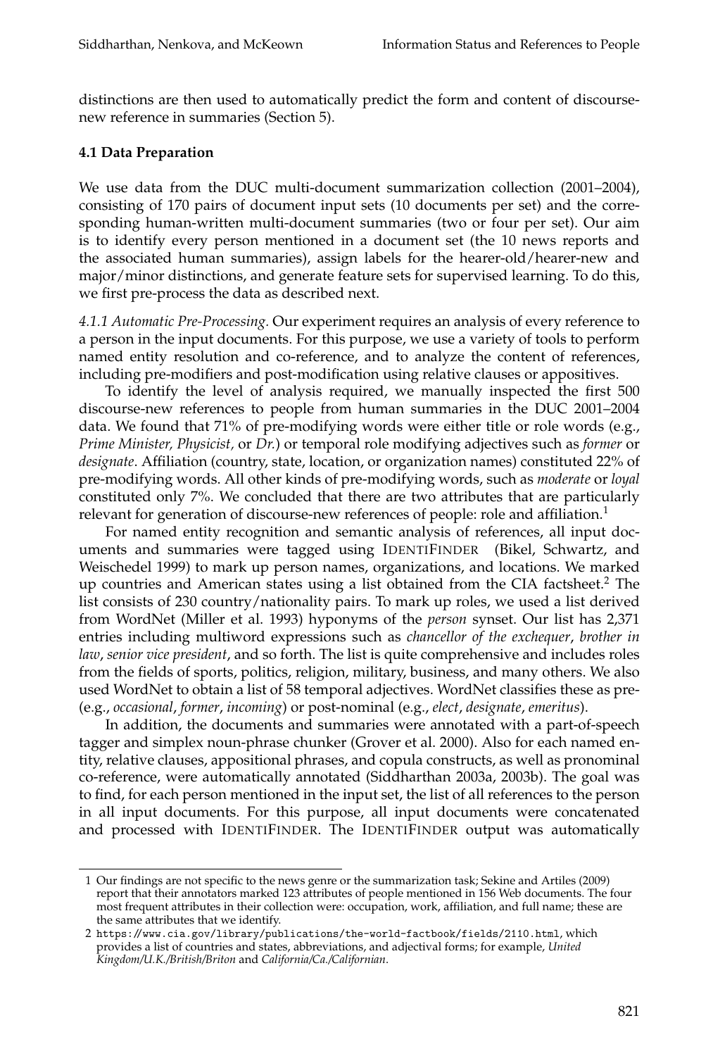distinctions are then used to automatically predict the form and content of discourse-new reference in summaries (Section 5).

### 4.1 Data Preparation

We use data from the DUC multi-document summarization collection (2001–2004), consisting of 170 pairs of document input sets (10 documents per set) and the corresponding human-written multi-document summaries (two or four per set). Our aim is to identify every person mentioned in a document set (the 10 news reports and the associated human summaries), assign labels for the hearer-old/hearer-new and major/minor distinctions, and generate feature sets for supervised learning. To do this, we first pre-process the data as described next.

*4.1.1 Automatic Pre-Processing.* Our experiment requires an analysis of every reference to a person in the input documents. For this purpose, we use a variety of tools to perform named entity resolution and co-reference, and to analyze the content of references, including pre-modifiers and post-modification using relative clauses or appositives.

To identify the level of analysis required, we manually inspected the first 500 discourse-new references to people from human summaries in the DUC 2001–2004 data. We found that 71% of pre-modifying words were either title or role words (e.g., *Prime Minister, Physicist,* or *Dr.*) or temporal role modifying adjectives such as *former* or *designate*. Affiliation (country, state, location, or organization names) constituted 22% of pre-modifying words. All other kinds of pre-modifying words, such as *moderate* or *loyal* constituted only 7%. We concluded that there are two attributes that are particularly relevant for generation of discourse-new references of people: role and affiliation.[1]

For named entity recognition and semantic analysis of references, all input documents and summaries were tagged using IDENTIFINDER (Bikel, Schwartz, and Weischedel 1999) to mark up person names, organizations, and locations. We marked up countries and American states using a list obtained from the CIA factsheet.[2] The list consists of 230 country/nationality pairs. To mark up roles, we used a list derived from WordNet (Miller et al. 1993) hyponyms of the *person* synset. Our list has 2,371 entries including multiword expressions such as *chancellor of the exchequer*, *brother in law*, *senior vice president*, and so forth. The list is quite comprehensive and includes roles from the fields of sports, politics, religion, military, business, and many others. We also used WordNet to obtain a list of 58 temporal adjectives. WordNet classifies these as pre- (e.g., *occasional*, *former*, *incoming*) or post-nominal (e.g., *elect*, *designate*, *emeritus*).

In addition, the documents and summaries were annotated with a part-of-speech tagger and simplex noun-phrase chunker (Grover et al. 2000). Also for each named entity, relative clauses, appositional phrases, and copula constructs, as well as pronominal co-reference, were automatically annotated (Siddharthan 2003a, 2003b). The goal was to find, for each person mentioned in the input set, the list of all references to the person in all input documents. For this purpose, all input documents were concatenated and processed with IDENTIFINDER. The IDENTIFINDER output was automatically

---

1 Our findings are not specific to the news genre or the summarization task; Sekine and Artiles (2009) report that their annotators marked 123 attributes of people mentioned in 156 Web documents. The four most frequent attributes in their collection were: occupation, work, affiliation, and full name; these are the same attributes that we identify.

2 https://www.cia.gov/library/publications/the-world-factbook/fields/2110.html, which provides a list of countries and states, abbreviations, and adjectival forms; for example, *United Kingdom/U.K./British/Briton* and *California/Ca./Californian*.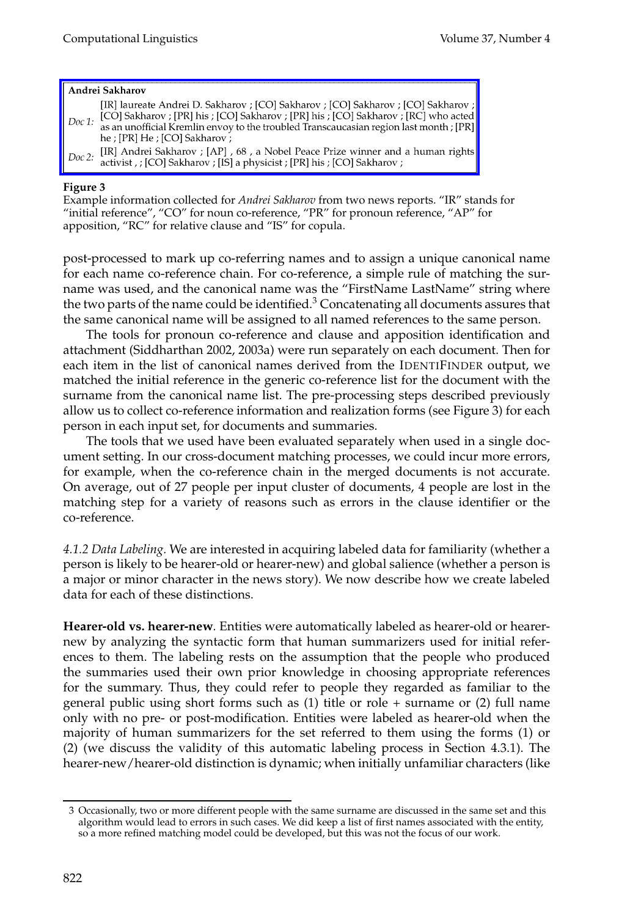**Andrei Sakharov**

*Doc 1:* [IR] laureate Andrei D. Sakharov ; [CO] Sakharov ; [CO] Sakharov ; [CO] Sakharov ; [CO] Sakharov ; [PR] his ; [CO] Sakharov ; [PR] his ; [CO] Sakharov ; [RC] who acted as an unofficial Kremlin envoy to the troubled Transcaucasian region last month ; [PR] he ; [PR] He ; [CO] Sakharov ;

*Doc 2:* [IR] Andrei Sakharov ; [AP] , 68 , a Nobel Peace Prize winner and a human rights activist , ; [CO] Sakharov ; [IS] a physicist ; [PR] his ; [CO] Sakharov ;

**Figure 3**
Example information collected for *Andrei Sakharov* from two news reports. "IR" stands for "initial reference", "CO" for noun co-reference, "PR" for pronoun reference, "AP" for apposition, "RC" for relative clause and "IS" for copula.

post-processed to mark up co-referring names and to assign a unique canonical name for each name co-reference chain. For co-reference, a simple rule of matching the surname was used, and the canonical name was the "FirstName LastName" string where the two parts of the name could be identified.[3] Concatenating all documents assures that the same canonical name will be assigned to all named references to the same person.

The tools for pronoun co-reference and clause and apposition identification and attachment (Siddharthan 2002, 2003a) were run separately on each document. Then for each item in the list of canonical names derived from the IdentiFinder output, we matched the initial reference in the generic co-reference list for the document with the surname from the canonical name list. The pre-processing steps described previously allow us to collect co-reference information and realization forms (see Figure 3) for each person in each input set, for documents and summaries.

The tools that we used have been evaluated separately when used in a single document setting. In our cross-document matching processes, we could incur more errors, for example, when the co-reference chain in the merged documents is not accurate. On average, out of 27 people per input cluster of documents, 4 people are lost in the matching step for a variety of reasons such as errors in the clause identifier or the co-reference.

*4.1.2 Data Labeling.* We are interested in acquiring labeled data for familiarity (whether a person is likely to be hearer-old or hearer-new) and global salience (whether a person is a major or minor character in the news story). We now describe how we create labeled data for each of these distinctions.

**Hearer-old vs. hearer-new**. Entities were automatically labeled as hearer-old or hearer-new by analyzing the syntactic form that human summarizers used for initial references to them. The labeling rests on the assumption that the people who produced the summaries used their own prior knowledge in choosing appropriate references for the summary. Thus, they could refer to people they regarded as familiar to the general public using short forms such as (1) title or role + surname or (2) full name only with no pre- or post-modification. Entities were labeled as hearer-old when the majority of human summarizers for the set referred to them using the forms (1) or (2) (we discuss the validity of this automatic labeling process in Section 4.3.1). The hearer-new/hearer-old distinction is dynamic; when initially unfamiliar characters (like

3 Occasionally, two or more different people with the same surname are discussed in the same set and this algorithm would lead to errors in such cases. We did keep a list of first names associated with the entity, so a more refined matching model could be developed, but this was not the focus of our work.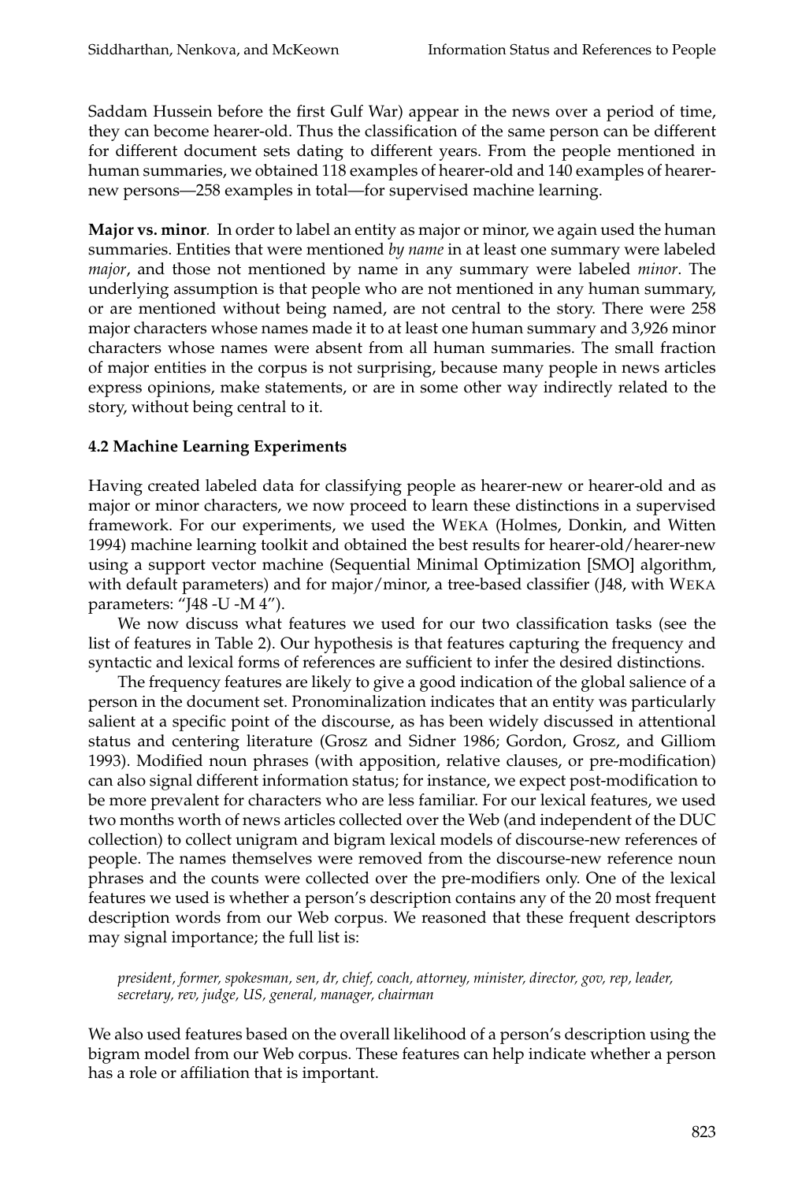Saddam Hussein before the first Gulf War) appear in the news over a period of time, they can become hearer-old. Thus the classification of the same person can be different for different document sets dating to different years. From the people mentioned in human summaries, we obtained 118 examples of hearer-old and 140 examples of hearer-new persons—258 examples in total—for supervised machine learning.

**Major vs. minor**. In order to label an entity as major or minor, we again used the human summaries. Entities that were mentioned *by name* in at least one summary were labeled *major*, and those not mentioned by name in any summary were labeled *minor*. The underlying assumption is that people who are not mentioned in any human summary, or are mentioned without being named, are not central to the story. There were 258 major characters whose names made it to at least one human summary and 3,926 minor characters whose names were absent from all human summaries. The small fraction of major entities in the corpus is not surprising, because many people in news articles express opinions, make statements, or are in some other way indirectly related to the story, without being central to it.

### 4.2 Machine Learning Experiments

Having created labeled data for classifying people as hearer-new or hearer-old and as major or minor characters, we now proceed to learn these distinctions in a supervised framework. For our experiments, we used the WEKA (Holmes, Donkin, and Witten 1994) machine learning toolkit and obtained the best results for hearer-old/hearer-new using a support vector machine (Sequential Minimal Optimization [SMO] algorithm, with default parameters) and for major/minor, a tree-based classifier (J48, with WEKA parameters: "J48 -U -M 4").

We now discuss what features we used for our two classification tasks (see the list of features in Table 2). Our hypothesis is that features capturing the frequency and syntactic and lexical forms of references are sufficient to infer the desired distinctions.

The frequency features are likely to give a good indication of the global salience of a person in the document set. Pronominalization indicates that an entity was particularly salient at a specific point of the discourse, as has been widely discussed in attentional status and centering literature (Grosz and Sidner 1986; Gordon, Grosz, and Gilliom 1993). Modified noun phrases (with apposition, relative clauses, or pre-modification) can also signal different information status; for instance, we expect post-modification to be more prevalent for characters who are less familiar. For our lexical features, we used two months worth of news articles collected over the Web (and independent of the DUC collection) to collect unigram and bigram lexical models of discourse-new references of people. The names themselves were removed from the discourse-new reference noun phrases and the counts were collected over the pre-modifiers only. One of the lexical features we used is whether a person's description contains any of the 20 most frequent description words from our Web corpus. We reasoned that these frequent descriptors may signal importance; the full list is:

*president, former, spokesman, sen, dr, chief, coach, attorney, minister, director, gov, rep, leader, secretary, rev, judge, US, general, manager, chairman*

We also used features based on the overall likelihood of a person's description using the bigram model from our Web corpus. These features can help indicate whether a person has a role or affiliation that is important.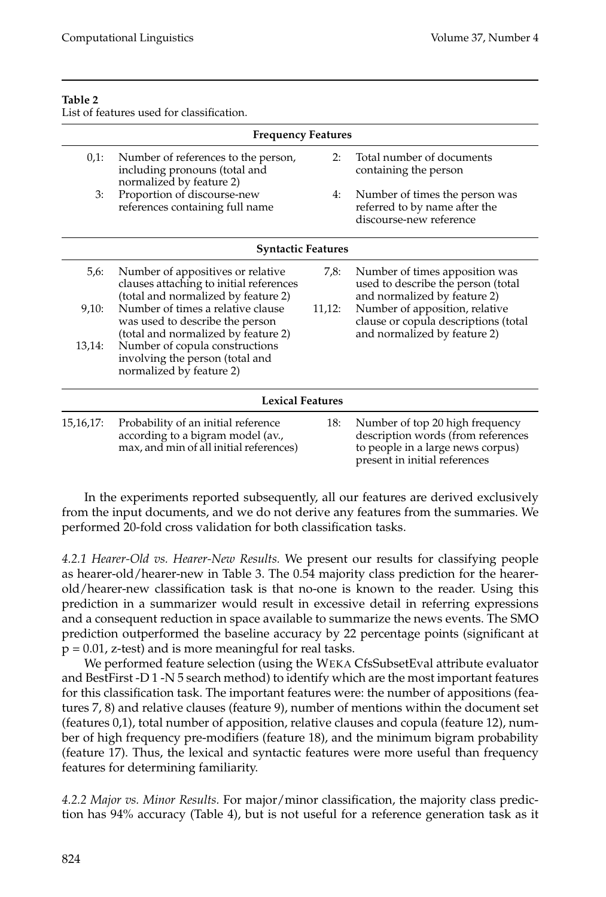**Table 2**
List of features used for classification.

| | | | |
|---|---|---|---|
| **Frequency Features** | | | |
| 0,1: | Number of references to the person, including pronouns (total and normalized by feature 2) | 2: | Total number of documents containing the person |
| 3: | Proportion of discourse-new references containing full name | 4: | Number of times the person was referred to by name after the discourse-new reference |
| **Syntactic Features** | | | |
| 5,6: | Number of appositives or relative clauses attaching to initial references (total and normalized by feature 2) | 7,8: | Number of times apposition was used to describe the person (total and normalized by feature 2) |
| 9,10: | Number of times a relative clause was used to describe the person (total and normalized by feature 2) | 11,12: | Number of apposition, relative clause or copula descriptions (total and normalized by feature 2) |
| 13,14: | Number of copula constructions involving the person (total and normalized by feature 2) | | |
| **Lexical Features** | | | |
| 15,16,17: | Probability of an initial reference according to a bigram model (av., max, and min of all initial references) | 18: | Number of top 20 high frequency description words (from references to people in a large news corpus) present in initial references |

In the experiments reported subsequently, all our features are derived exclusively from the input documents, and we do not derive any features from the summaries. We performed 20-fold cross validation for both classification tasks.

*4.2.1 Hearer-Old vs. Hearer-New Results.* We present our results for classifying people as hearer-old/hearer-new in Table 3. The 0.54 majority class prediction for the hearer-old/hearer-new classification task is that no-one is known to the reader. Using this prediction in a summarizer would result in excessive detail in referring expressions and a consequent reduction in space available to summarize the news events. The SMO prediction outperformed the baseline accuracy by 22 percentage points (significant at $p = 0.01$, z-test) and is more meaningful for real tasks.

We performed feature selection (using the WEKA CfsSubsetEval attribute evaluator and BestFirst -D 1 -N 5 search method) to identify which are the most important features for this classification task. The important features were: the number of appositions (features 7, 8) and relative clauses (feature 9), number of mentions within the document set (features 0,1), total number of apposition, relative clauses and copula (feature 12), number of high frequency pre-modifiers (feature 18), and the minimum bigram probability (feature 17). Thus, the lexical and syntactic features were more useful than frequency features for determining familiarity.

*4.2.2 Major vs. Minor Results.* For major/minor classification, the majority class prediction has 94% accuracy (Table 4), but is not useful for a reference generation task as it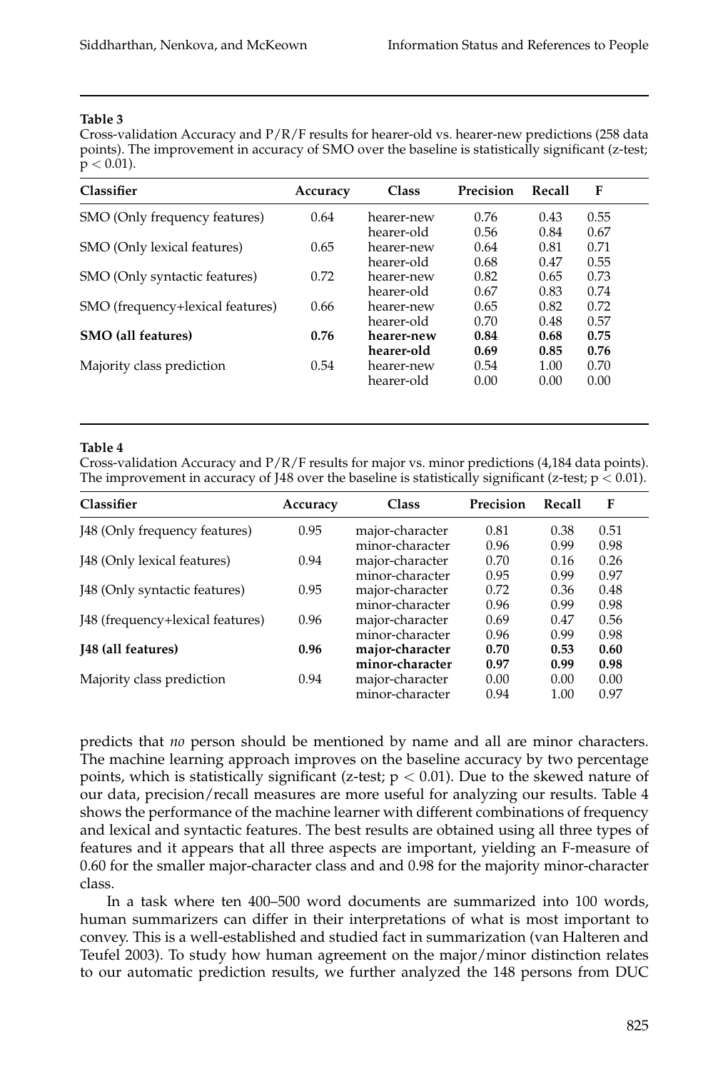**Table 3**

Cross-validation Accuracy and P/R/F results for hearer-old vs. hearer-new predictions (258 data points). The improvement in accuracy of SMO over the baseline is statistically significant (z-test; $p < 0.01$).

| Classifier | Accuracy | Class | Precision | Recall | F |
|---|---|---|---|---|---|
| SMO (Only frequency features) | 0.64 | hearer-new | 0.76 | 0.43 | 0.55 |
| | | hearer-old | 0.56 | 0.84 | 0.67 |
| SMO (Only lexical features) | 0.65 | hearer-new | 0.64 | 0.81 | 0.71 |
| | | hearer-old | 0.68 | 0.47 | 0.55 |
| SMO (Only syntactic features) | 0.72 | hearer-new | 0.82 | 0.65 | 0.73 |
| | | hearer-old | 0.67 | 0.83 | 0.74 |
| SMO (frequency+lexical features) | 0.66 | hearer-new | 0.65 | 0.82 | 0.72 |
| | | hearer-old | 0.70 | 0.48 | 0.57 |
| **SMO (all features)** | **0.76** | **hearer-new** | **0.84** | **0.68** | **0.75** |
| | | **hearer-old** | **0.69** | **0.85** | **0.76** |
| Majority class prediction | 0.54 | hearer-new | 0.54 | 1.00 | 0.70 |
| | | hearer-old | 0.00 | 0.00 | 0.00 |

**Table 4**

Cross-validation Accuracy and P/R/F results for major vs. minor predictions (4,184 data points). The improvement in accuracy of J48 over the baseline is statistically significant (z-test; $p < 0.01$).

| Classifier | Accuracy | Class | Precision | Recall | F |
|---|---|---|---|---|---|
| J48 (Only frequency features) | 0.95 | major-character | 0.81 | 0.38 | 0.51 |
| | | minor-character | 0.96 | 0.99 | 0.98 |
| J48 (Only lexical features) | 0.94 | major-character | 0.70 | 0.16 | 0.26 |
| | | minor-character | 0.95 | 0.99 | 0.97 |
| J48 (Only syntactic features) | 0.95 | major-character | 0.72 | 0.36 | 0.48 |
| | | minor-character | 0.96 | 0.99 | 0.98 |
| J48 (frequency+lexical features) | 0.96 | major-character | 0.69 | 0.47 | 0.56 |
| | | minor-character | 0.96 | 0.99 | 0.98 |
| **J48 (all features)** | **0.96** | **major-character** | **0.70** | **0.53** | **0.60** |
| | | **minor-character** | **0.97** | **0.99** | **0.98** |
| Majority class prediction | 0.94 | major-character | 0.00 | 0.00 | 0.00 |
| | | minor-character | 0.94 | 1.00 | 0.97 |

predicts that *no* person should be mentioned by name and all are minor characters. The machine learning approach improves on the baseline accuracy by two percentage points, which is statistically significant (z-test; $p < 0.01$). Due to the skewed nature of our data, precision/recall measures are more useful for analyzing our results. Table 4 shows the performance of the machine learner with different combinations of frequency and lexical and syntactic features. The best results are obtained using all three types of features and it appears that all three aspects are important, yielding an F-measure of 0.60 for the smaller major-character class and and 0.98 for the majority minor-character class.

In a task where ten 400–500 word documents are summarized into 100 words, human summarizers can differ in their interpretations of what is most important to convey. This is a well-established and studied fact in summarization (van Halteren and Teufel 2003). To study how human agreement on the major/minor distinction relates to our automatic prediction results, we further analyzed the 148 persons from DUC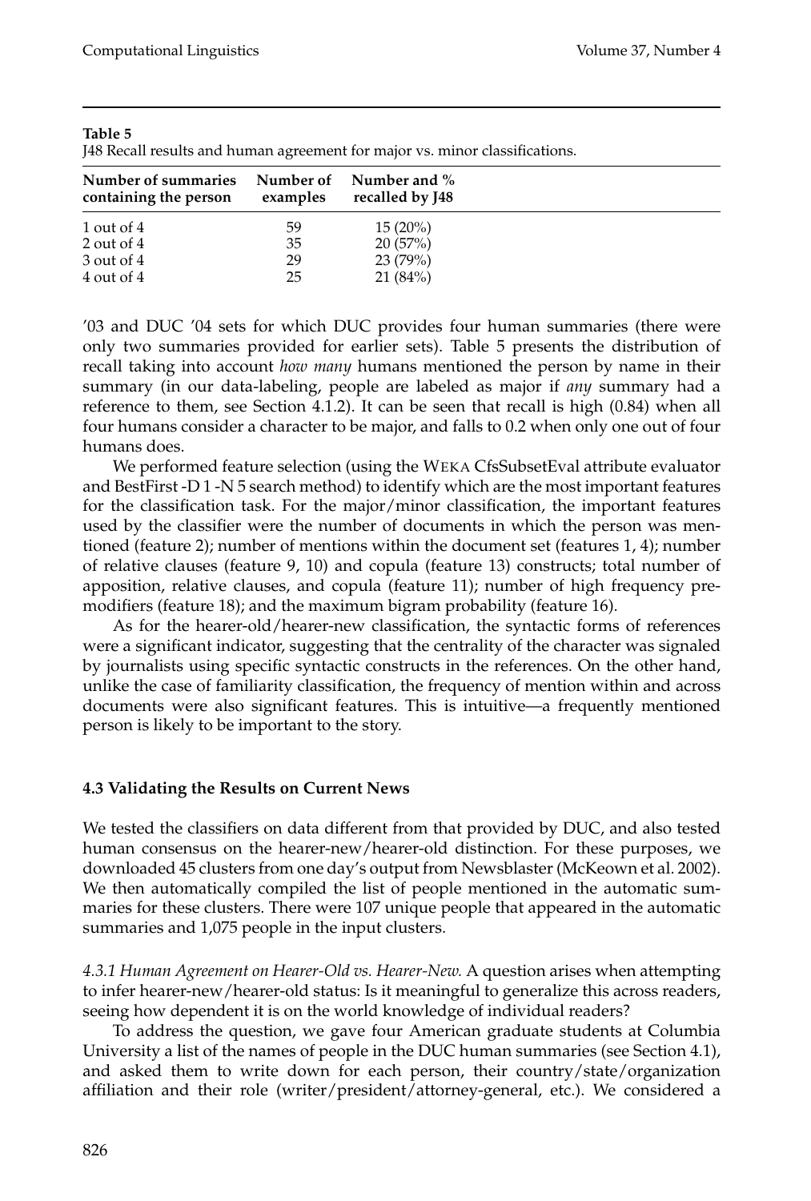**Table 5**
J48 Recall results and human agreement for major vs. minor classifications.

| Number of summaries containing the person | Number of examples | Number and % recalled by J48 |
|---|---|---|
| 1 out of 4 | 59 | 15 (20%) |
| 2 out of 4 | 35 | 20 (57%) |
| 3 out of 4 | 29 | 23 (79%) |
| 4 out of 4 | 25 | 21 (84%) |

'03 and DUC '04 sets for which DUC provides four human summaries (there were only two summaries provided for earlier sets). Table 5 presents the distribution of recall taking into account *how many* humans mentioned the person by name in their summary (in our data-labeling, people are labeled as major if *any* summary had a reference to them, see Section 4.1.2). It can be seen that recall is high (0.84) when all four humans consider a character to be major, and falls to 0.2 when only one out of four humans does.

We performed feature selection (using the WEKA CfsSubsetEval attribute evaluator and BestFirst -D 1 -N 5 search method) to identify which are the most important features for the classification task. For the major/minor classification, the important features used by the classifier were the number of documents in which the person was mentioned (feature 2); number of mentions within the document set (features 1, 4); number of relative clauses (feature 9, 10) and copula (feature 13) constructs; total number of apposition, relative clauses, and copula (feature 11); number of high frequency premodifiers (feature 18); and the maximum bigram probability (feature 16).

As for the hearer-old/hearer-new classification, the syntactic forms of references were a significant indicator, suggesting that the centrality of the character was signaled by journalists using specific syntactic constructs in the references. On the other hand, unlike the case of familiarity classification, the frequency of mention within and across documents were also significant features. This is intuitive—a frequently mentioned person is likely to be important to the story.

### 4.3 Validating the Results on Current News

We tested the classifiers on data different from that provided by DUC, and also tested human consensus on the hearer-new/hearer-old distinction. For these purposes, we downloaded 45 clusters from one day's output from Newsblaster (McKeown et al. 2002). We then automatically compiled the list of people mentioned in the automatic summaries for these clusters. There were 107 unique people that appeared in the automatic summaries and 1,075 people in the input clusters.

*4.3.1 Human Agreement on Hearer-Old vs. Hearer-New.* A question arises when attempting to infer hearer-new/hearer-old status: Is it meaningful to generalize this across readers, seeing how dependent it is on the world knowledge of individual readers?

To address the question, we gave four American graduate students at Columbia University a list of the names of people in the DUC human summaries (see Section 4.1), and asked them to write down for each person, their country/state/organization affiliation and their role (writer/president/attorney-general, etc.). We considered a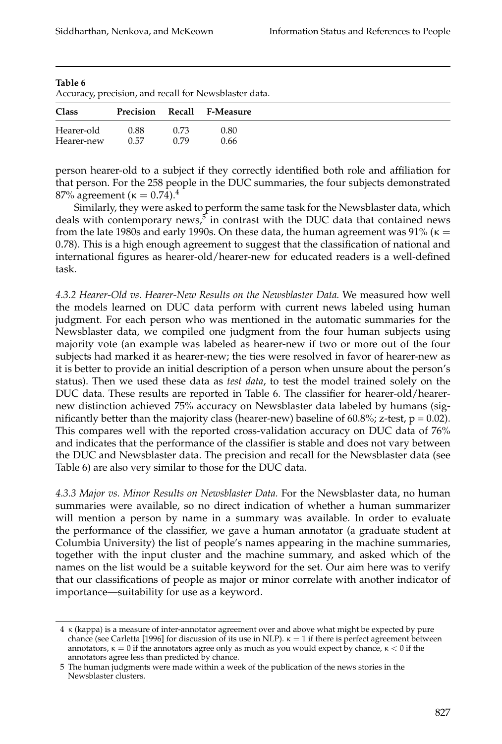**Table 6**
Accuracy, precision, and recall for Newsblaster data.

| Class | Precision | Recall | F-Measure |
|---|---|---|---|
| Hearer-old | 0.88 | 0.73 | 0.80 |
| Hearer-new | 0.57 | 0.79 | 0.66 |

person hearer-old to a subject if they correctly identified both role and affiliation for that person. For the 258 people in the DUC summaries, the four subjects demonstrated 87% agreement ($\kappa = 0.74$).[4]

Similarly, they were asked to perform the same task for the Newsblaster data, which deals with contemporary news,[5] in contrast with the DUC data that contained news from the late 1980s and early 1990s. On these data, the human agreement was 91% ($\kappa = 0.78$). This is a high enough agreement to suggest that the classification of national and international figures as hearer-old/hearer-new for educated readers is a well-defined task.

*4.3.2 Hearer-Old vs. Hearer-New Results on the Newsblaster Data.* We measured how well the models learned on DUC data perform with current news labeled using human judgment. For each person who was mentioned in the automatic summaries for the Newsblaster data, we compiled one judgment from the four human subjects using majority vote (an example was labeled as hearer-new if two or more out of the four subjects had marked it as hearer-new; the ties were resolved in favor of hearer-new as it is better to provide an initial description of a person when unsure about the person's status). Then we used these data as *test data*, to test the model trained solely on the DUC data. These results are reported in Table 6. The classifier for hearer-old/hearer-new distinction achieved 75% accuracy on Newsblaster data labeled by humans (significantly better than the majority class (hearer-new) baseline of 60.8%; z-test, $p = 0.02$). This compares well with the reported cross-validation accuracy on DUC data of 76% and indicates that the performance of the classifier is stable and does not vary between the DUC and Newsblaster data. The precision and recall for the Newsblaster data (see Table 6) are also very similar to those for the DUC data.

*4.3.3 Major vs. Minor Results on Newsblaster Data.* For the Newsblaster data, no human summaries were available, so no direct indication of whether a human summarizer will mention a person by name in a summary was available. In order to evaluate the performance of the classifier, we gave a human annotator (a graduate student at Columbia University) the list of people's names appearing in the machine summaries, together with the input cluster and the machine summary, and asked which of the names on the list would be a suitable keyword for the set. Our aim here was to verify that our classifications of people as major or minor correlate with another indicator of importance—suitability for use as a keyword.

---

4 $\kappa$ (kappa) is a measure of inter-annotator agreement over and above what might be expected by pure chance (see Carletta [1996] for discussion of its use in NLP). $\kappa = 1$ if there is perfect agreement between annotators, $\kappa = 0$ if the annotators agree only as much as you would expect by chance, $\kappa < 0$ if the annotators agree less than predicted by chance.

5 The human judgments were made within a week of the publication of the news stories in the Newsblaster clusters.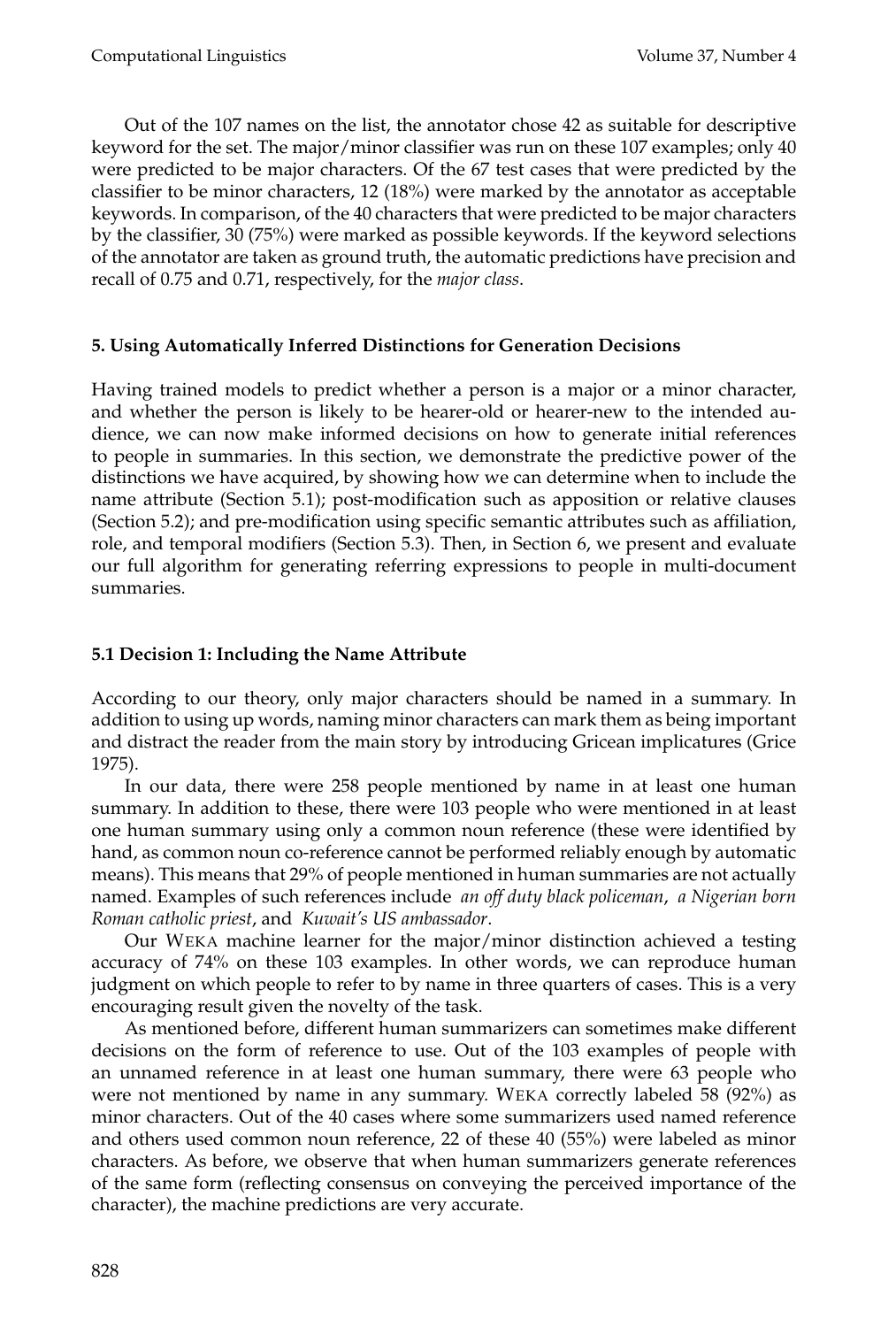Out of the 107 names on the list, the annotator chose 42 as suitable for descriptive keyword for the set. The major/minor classifier was run on these 107 examples; only 40 were predicted to be major characters. Of the 67 test cases that were predicted by the classifier to be minor characters, 12 (18%) were marked by the annotator as acceptable keywords. In comparison, of the 40 characters that were predicted to be major characters by the classifier, 30 (75%) were marked as possible keywords. If the keyword selections of the annotator are taken as ground truth, the automatic predictions have precision and recall of 0.75 and 0.71, respectively, for the *major class*.

## 5. Using Automatically Inferred Distinctions for Generation Decisions

Having trained models to predict whether a person is a major or a minor character, and whether the person is likely to be hearer-old or hearer-new to the intended audience, we can now make informed decisions on how to generate initial references to people in summaries. In this section, we demonstrate the predictive power of the distinctions we have acquired, by showing how we can determine when to include the name attribute (Section 5.1); post-modification such as apposition or relative clauses (Section 5.2); and pre-modification using specific semantic attributes such as affiliation, role, and temporal modifiers (Section 5.3). Then, in Section 6, we present and evaluate our full algorithm for generating referring expressions to people in multi-document summaries.

### 5.1 Decision 1: Including the Name Attribute

According to our theory, only major characters should be named in a summary. In addition to using up words, naming minor characters can mark them as being important and distract the reader from the main story by introducing Gricean implicatures (Grice 1975).

In our data, there were 258 people mentioned by name in at least one human summary. In addition to these, there were 103 people who were mentioned in at least one human summary using only a common noun reference (these were identified by hand, as common noun co-reference cannot be performed reliably enough by automatic means). This means that 29% of people mentioned in human summaries are not actually named. Examples of such references include *an off duty black policeman*, *a Nigerian born Roman catholic priest*, and *Kuwait's US ambassador*.

Our WEKA machine learner for the major/minor distinction achieved a testing accuracy of 74% on these 103 examples. In other words, we can reproduce human judgment on which people to refer to by name in three quarters of cases. This is a very encouraging result given the novelty of the task.

As mentioned before, different human summarizers can sometimes make different decisions on the form of reference to use. Out of the 103 examples of people with an unnamed reference in at least one human summary, there were 63 people who were not mentioned by name in any summary. WEKA correctly labeled 58 (92%) as minor characters. Out of the 40 cases where some summarizers used named reference and others used common noun reference, 22 of these 40 (55%) were labeled as minor characters. As before, we observe that when human summarizers generate references of the same form (reflecting consensus on conveying the perceived importance of the character), the machine predictions are very accurate.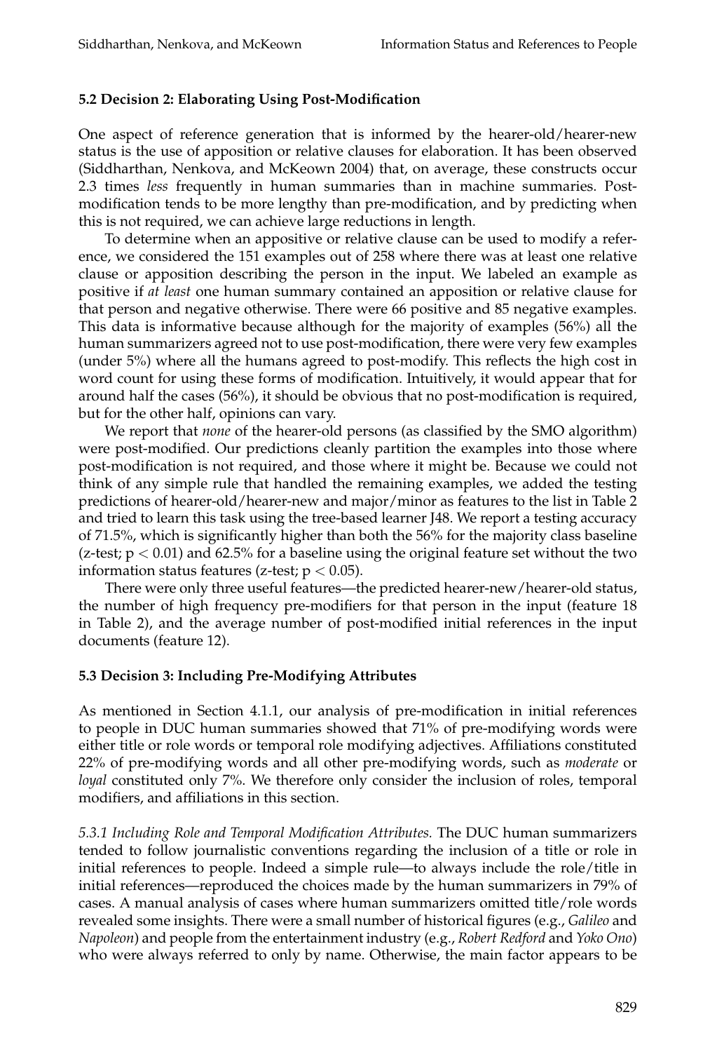### 5.2 Decision 2: Elaborating Using Post-Modification

One aspect of reference generation that is informed by the hearer-old/hearer-new status is the use of apposition or relative clauses for elaboration. It has been observed (Siddharthan, Nenkova, and McKeown 2004) that, on average, these constructs occur 2.3 times *less* frequently in human summaries than in machine summaries. Post-modification tends to be more lengthy than pre-modification, and by predicting when this is not required, we can achieve large reductions in length.

To determine when an appositive or relative clause can be used to modify a reference, we considered the 151 examples out of 258 where there was at least one relative clause or apposition describing the person in the input. We labeled an example as positive if *at least* one human summary contained an apposition or relative clause for that person and negative otherwise. There were 66 positive and 85 negative examples. This data is informative because although for the majority of examples (56%) all the human summarizers agreed not to use post-modification, there were very few examples (under 5%) where all the humans agreed to post-modify. This reflects the high cost in word count for using these forms of modification. Intuitively, it would appear that for around half the cases (56%), it should be obvious that no post-modification is required, but for the other half, opinions can vary.

We report that *none* of the hearer-old persons (as classified by the SMO algorithm) were post-modified. Our predictions cleanly partition the examples into those where post-modification is not required, and those where it might be. Because we could not think of any simple rule that handled the remaining examples, we added the testing predictions of hearer-old/hearer-new and major/minor as features to the list in Table 2 and tried to learn this task using the tree-based learner J48. We report a testing accuracy of 71.5%, which is significantly higher than both the 56% for the majority class baseline (z-test; $p < 0.01$) and 62.5% for a baseline using the original feature set without the two information status features (z-test; $p < 0.05$).

There were only three useful features—the predicted hearer-new/hearer-old status, the number of high frequency pre-modifiers for that person in the input (feature 18 in Table 2), and the average number of post-modified initial references in the input documents (feature 12).

### 5.3 Decision 3: Including Pre-Modifying Attributes

As mentioned in Section 4.1.1, our analysis of pre-modification in initial references to people in DUC human summaries showed that 71% of pre-modifying words were either title or role words or temporal role modifying adjectives. Affiliations constituted 22% of pre-modifying words and all other pre-modifying words, such as *moderate* or *loyal* constituted only 7%. We therefore only consider the inclusion of roles, temporal modifiers, and affiliations in this section.

*5.3.1 Including Role and Temporal Modification Attributes.* The DUC human summarizers tended to follow journalistic conventions regarding the inclusion of a title or role in initial references to people. Indeed a simple rule—to always include the role/title in initial references—reproduced the choices made by the human summarizers in 79% of cases. A manual analysis of cases where human summarizers omitted title/role words revealed some insights. There were a small number of historical figures (e.g., *Galileo* and *Napoleon*) and people from the entertainment industry (e.g., *Robert Redford* and *Yoko Ono*) who were always referred to only by name. Otherwise, the main factor appears to be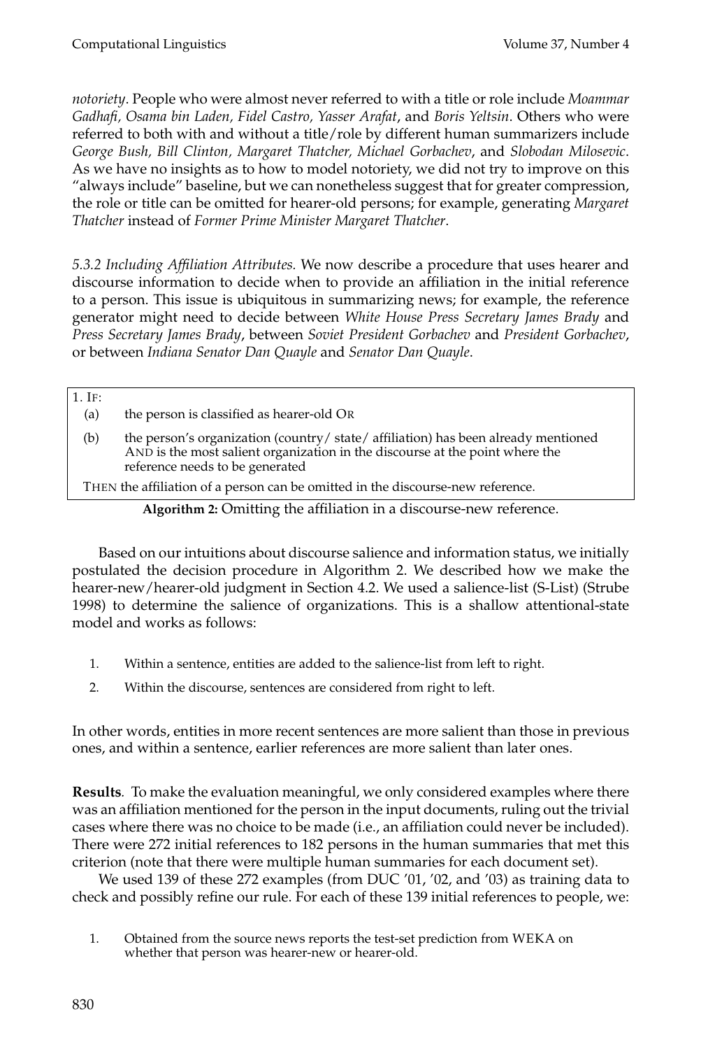*notoriety*. People who were almost never referred to with a title or role include *Moammar Gadhafi, Osama bin Laden, Fidel Castro, Yasser Arafat*, and *Boris Yeltsin*. Others who were referred to both with and without a title/role by different human summarizers include *George Bush, Bill Clinton, Margaret Thatcher, Michael Gorbachev*, and *Slobodan Milosevic*. As we have no insights as to how to model notoriety, we did not try to improve on this "always include" baseline, but we can nonetheless suggest that for greater compression, the role or title can be omitted for hearer-old persons; for example, generating *Margaret Thatcher* instead of *Former Prime Minister Margaret Thatcher*.

*5.3.2 Including Affiliation Attributes.* We now describe a procedure that uses hearer and discourse information to decide when to provide an affiliation in the initial reference to a person. This issue is ubiquitous in summarizing news; for example, the reference generator might need to decide between *White House Press Secretary James Brady* and *Press Secretary James Brady*, between *Soviet President Gorbachev* and *President Gorbachev*, or between *Indiana Senator Dan Quayle* and *Senator Dan Quayle*.

```
1. IF:
  (a)  the person is classified as hearer-old OR
  (b)  the person's organization (country/ state/ affiliation) has been already mentioned
       AND is the most salient organization in the discourse at the point where the
       reference needs to be generated
  THEN the affiliation of a person can be omitted in the discourse-new reference.
```

**Algorithm 2:** Omitting the affiliation in a discourse-new reference.

Based on our intuitions about discourse salience and information status, we initially postulated the decision procedure in Algorithm 2. We described how we make the hearer-new/hearer-old judgment in Section 4.2. We used a salience-list (S-List) (Strube 1998) to determine the salience of organizations. This is a shallow attentional-state model and works as follows:

1. Within a sentence, entities are added to the salience-list from left to right.
2. Within the discourse, sentences are considered from right to left.

In other words, entities in more recent sentences are more salient than those in previous ones, and within a sentence, earlier references are more salient than later ones.

**Results**. To make the evaluation meaningful, we only considered examples where there was an affiliation mentioned for the person in the input documents, ruling out the trivial cases where there was no choice to be made (i.e., an affiliation could never be included). There were 272 initial references to 182 persons in the human summaries that met this criterion (note that there were multiple human summaries for each document set).

We used 139 of these 272 examples (from DUC '01, '02, and '03) as training data to check and possibly refine our rule. For each of these 139 initial references to people, we:

1. Obtained from the source news reports the test-set prediction from WEKA on whether that person was hearer-new or hearer-old.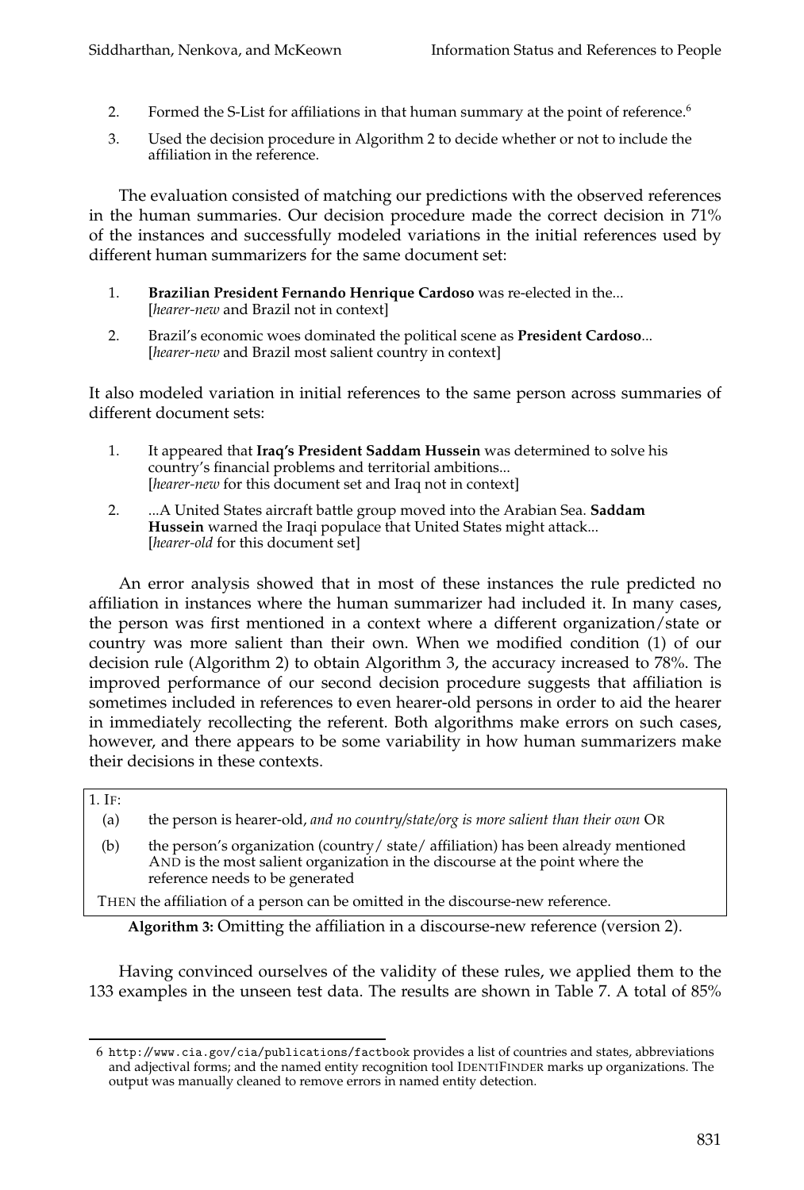2. Formed the S-List for affiliations in that human summary at the point of reference.[6]
3. Used the decision procedure in Algorithm 2 to decide whether or not to include the affiliation in the reference.

The evaluation consisted of matching our predictions with the observed references in the human summaries. Our decision procedure made the correct decision in 71% of the instances and successfully modeled variations in the initial references used by different human summarizers for the same document set:

1. **Brazilian President Fernando Henrique Cardoso** was re-elected in the... [*hearer-new* and Brazil not in context]
2. Brazil's economic woes dominated the political scene as **President Cardoso**... [*hearer-new* and Brazil most salient country in context]

It also modeled variation in initial references to the same person across summaries of different document sets:

1. It appeared that **Iraq's President Saddam Hussein** was determined to solve his country's financial problems and territorial ambitions... [*hearer-new* for this document set and Iraq not in context]
2. ...A United States aircraft battle group moved into the Arabian Sea. **Saddam Hussein** warned the Iraqi populace that United States might attack... [*hearer-old* for this document set]

An error analysis showed that in most of these instances the rule predicted no affiliation in instances where the human summarizer had included it. In many cases, the person was first mentioned in a context where a different organization/state or country was more salient than their own. When we modified condition (1) of our decision rule (Algorithm 2) to obtain Algorithm 3, the accuracy increased to 78%. The improved performance of our second decision procedure suggests that affiliation is sometimes included in references to even hearer-old persons in order to aid the hearer in immediately recollecting the referent. Both algorithms make errors on such cases, however, and there appears to be some variability in how human summarizers make their decisions in these contexts.

1. IF:
   - (a) the person is hearer-old, *and no country/state/org is more salient than their own* OR
   - (b) the person's organization (country/ state/ affiliation) has been already mentioned AND is the most salient organization in the discourse at the point where the reference needs to be generated

   THEN the affiliation of a person can be omitted in the discourse-new reference.

**Algorithm 3:** Omitting the affiliation in a discourse-new reference (version 2).

Having convinced ourselves of the validity of these rules, we applied them to the 133 examples in the unseen test data. The results are shown in Table 7. A total of 85%

[6] `http://www.cia.gov/cia/publications/factbook` provides a list of countries and states, abbreviations and adjectival forms; and the named entity recognition tool IDENTIFINDER marks up organizations. The output was manually cleaned to remove errors in named entity detection.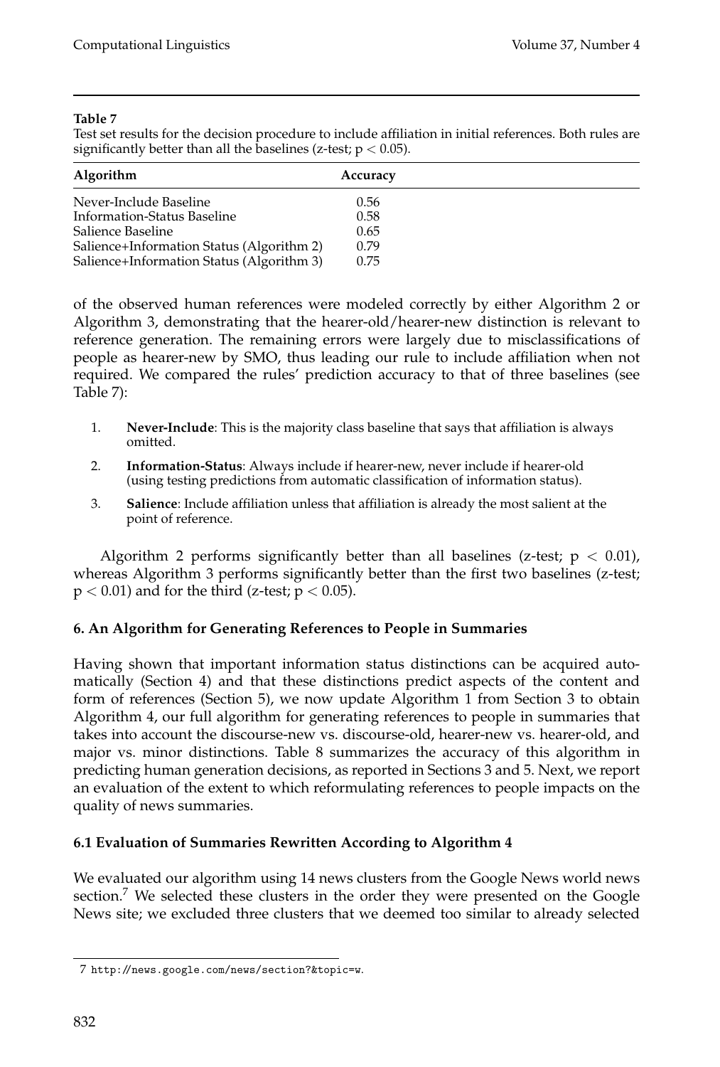**Table 7**
Test set results for the decision procedure to include affiliation in initial references. Both rules are significantly better than all the baselines (z-test; $p < 0.05$).

| Algorithm | Accuracy |
|---|---|
| Never-Include Baseline | 0.56 |
| Information-Status Baseline | 0.58 |
| Salience Baseline | 0.65 |
| Salience+Information Status (Algorithm 2) | 0.79 |
| Salience+Information Status (Algorithm 3) | 0.75 |

of the observed human references were modeled correctly by either Algorithm 2 or Algorithm 3, demonstrating that the hearer-old/hearer-new distinction is relevant to reference generation. The remaining errors were largely due to misclassifications of people as hearer-new by SMO, thus leading our rule to include affiliation when not required. We compared the rules' prediction accuracy to that of three baselines (see Table 7):

1. **Never-Include**: This is the majority class baseline that says that affiliation is always omitted.
2. **Information-Status**: Always include if hearer-new, never include if hearer-old (using testing predictions from automatic classification of information status).
3. **Salience**: Include affiliation unless that affiliation is already the most salient at the point of reference.

Algorithm 2 performs significantly better than all baselines (z-test; $p < 0.01$), whereas Algorithm 3 performs significantly better than the first two baselines (z-test; $p < 0.01$) and for the third (z-test; $p < 0.05$).

## 6. An Algorithm for Generating References to People in Summaries

Having shown that important information status distinctions can be acquired automatically (Section 4) and that these distinctions predict aspects of the content and form of references (Section 5), we now update Algorithm 1 from Section 3 to obtain Algorithm 4, our full algorithm for generating references to people in summaries that takes into account the discourse-new vs. discourse-old, hearer-new vs. hearer-old, and major vs. minor distinctions. Table 8 summarizes the accuracy of this algorithm in predicting human generation decisions, as reported in Sections 3 and 5. Next, we report an evaluation of the extent to which reformulating references to people impacts on the quality of news summaries.

### 6.1 Evaluation of Summaries Rewritten According to Algorithm 4

We evaluated our algorithm using 14 news clusters from the Google News world news section.[7] We selected these clusters in the order they were presented on the Google News site; we excluded three clusters that we deemed too similar to already selected

[7] http://news.google.com/news/section?&topic=w.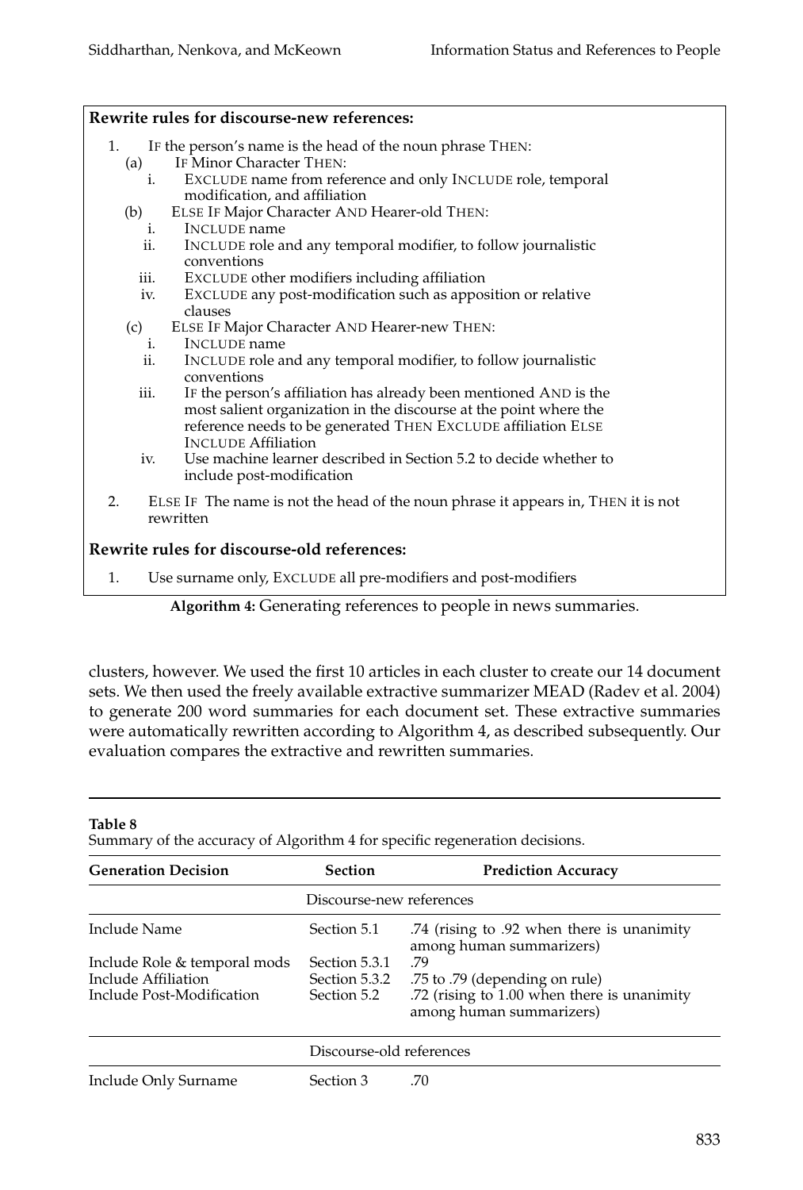**Rewrite rules for discourse-new references:**

1. IF the person's name is the head of the noun phrase THEN:
   - (a) IF Minor Character THEN:
     - i. EXCLUDE name from reference and only INCLUDE role, temporal modification, and affiliation
   - (b) ELSE IF Major Character AND Hearer-old THEN:
     - i. INCLUDE name
     - ii. INCLUDE role and any temporal modifier, to follow journalistic conventions
     - iii. EXCLUDE other modifiers including affiliation
     - iv. EXCLUDE any post-modification such as apposition or relative clauses
   - (c) ELSE IF Major Character AND Hearer-new THEN:
     - i. INCLUDE name
     - ii. INCLUDE role and any temporal modifier, to follow journalistic conventions
     - iii. IF the person's affiliation has already been mentioned AND is the most salient organization in the discourse at the point where the reference needs to be generated THEN EXCLUDE affiliation ELSE INCLUDE Affiliation
     - iv. Use machine learner described in Section 5.2 to decide whether to include post-modification
2. ELSE IF The name is not the head of the noun phrase it appears in, THEN it is not rewritten

**Rewrite rules for discourse-old references:**

1. Use surname only, EXCLUDE all pre-modifiers and post-modifiers

**Algorithm 4:** Generating references to people in news summaries.

clusters, however. We used the first 10 articles in each cluster to create our 14 document sets. We then used the freely available extractive summarizer MEAD (Radev et al. 2004) to generate 200 word summaries for each document set. These extractive summaries were automatically rewritten according to Algorithm 4, as described subsequently. Our evaluation compares the extractive and rewritten summaries.

**Table 8**
Summary of the accuracy of Algorithm 4 for specific regeneration decisions.

| Generation Decision | Section | Prediction Accuracy |
|---|---|---|
| | Discourse-new references | |
| Include Name | Section 5.1 | .74 (rising to .92 when there is unanimity among human summarizers) |
| Include Role & temporal mods | Section 5.3.1 | .79 |
| Include Affiliation | Section 5.3.2 | .75 to .79 (depending on rule) |
| Include Post-Modification | Section 5.2 | .72 (rising to 1.00 when there is unanimity among human summarizers) |
| | Discourse-old references | |
| Include Only Surname | Section 3 | .70 |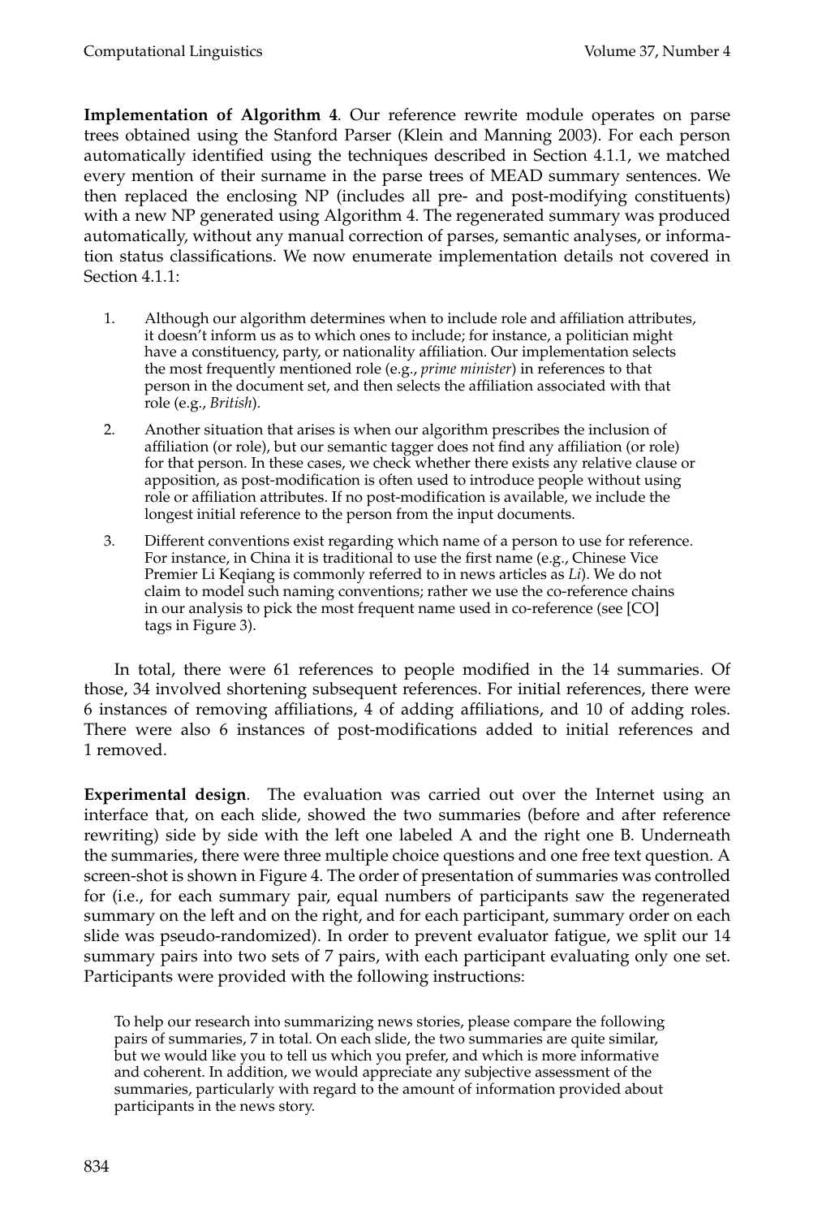**Implementation of Algorithm 4**. Our reference rewrite module operates on parse trees obtained using the Stanford Parser (Klein and Manning 2003). For each person automatically identified using the techniques described in Section 4.1.1, we matched every mention of their surname in the parse trees of MEAD summary sentences. We then replaced the enclosing NP (includes all pre- and post-modifying constituents) with a new NP generated using Algorithm 4. The regenerated summary was produced automatically, without any manual correction of parses, semantic analyses, or information status classifications. We now enumerate implementation details not covered in Section 4.1.1:

1. Although our algorithm determines when to include role and affiliation attributes, it doesn't inform us as to which ones to include; for instance, a politician might have a constituency, party, or nationality affiliation. Our implementation selects the most frequently mentioned role (e.g., *prime minister*) in references to that person in the document set, and then selects the affiliation associated with that role (e.g., *British*).
2. Another situation that arises is when our algorithm prescribes the inclusion of affiliation (or role), but our semantic tagger does not find any affiliation (or role) for that person. In these cases, we check whether there exists any relative clause or apposition, as post-modification is often used to introduce people without using role or affiliation attributes. If no post-modification is available, we include the longest initial reference to the person from the input documents.
3. Different conventions exist regarding which name of a person to use for reference. For instance, in China it is traditional to use the first name (e.g., Chinese Vice Premier Li Keqiang is commonly referred to in news articles as *Li*). We do not claim to model such naming conventions; rather we use the co-reference chains in our analysis to pick the most frequent name used in co-reference (see [CO] tags in Figure 3).

In total, there were 61 references to people modified in the 14 summaries. Of those, 34 involved shortening subsequent references. For initial references, there were 6 instances of removing affiliations, 4 of adding affiliations, and 10 of adding roles. There were also 6 instances of post-modifications added to initial references and 1 removed.

**Experimental design**. The evaluation was carried out over the Internet using an interface that, on each slide, showed the two summaries (before and after reference rewriting) side by side with the left one labeled A and the right one B. Underneath the summaries, there were three multiple choice questions and one free text question. A screen-shot is shown in Figure 4. The order of presentation of summaries was controlled for (i.e., for each summary pair, equal numbers of participants saw the regenerated summary on the left and on the right, and for each participant, summary order on each slide was pseudo-randomized). In order to prevent evaluator fatigue, we split our 14 summary pairs into two sets of 7 pairs, with each participant evaluating only one set. Participants were provided with the following instructions:

> To help our research into summarizing news stories, please compare the following pairs of summaries, 7 in total. On each slide, the two summaries are quite similar, but we would like you to tell us which you prefer, and which is more informative and coherent. In addition, we would appreciate any subjective assessment of the summaries, particularly with regard to the amount of information provided about participants in the news story.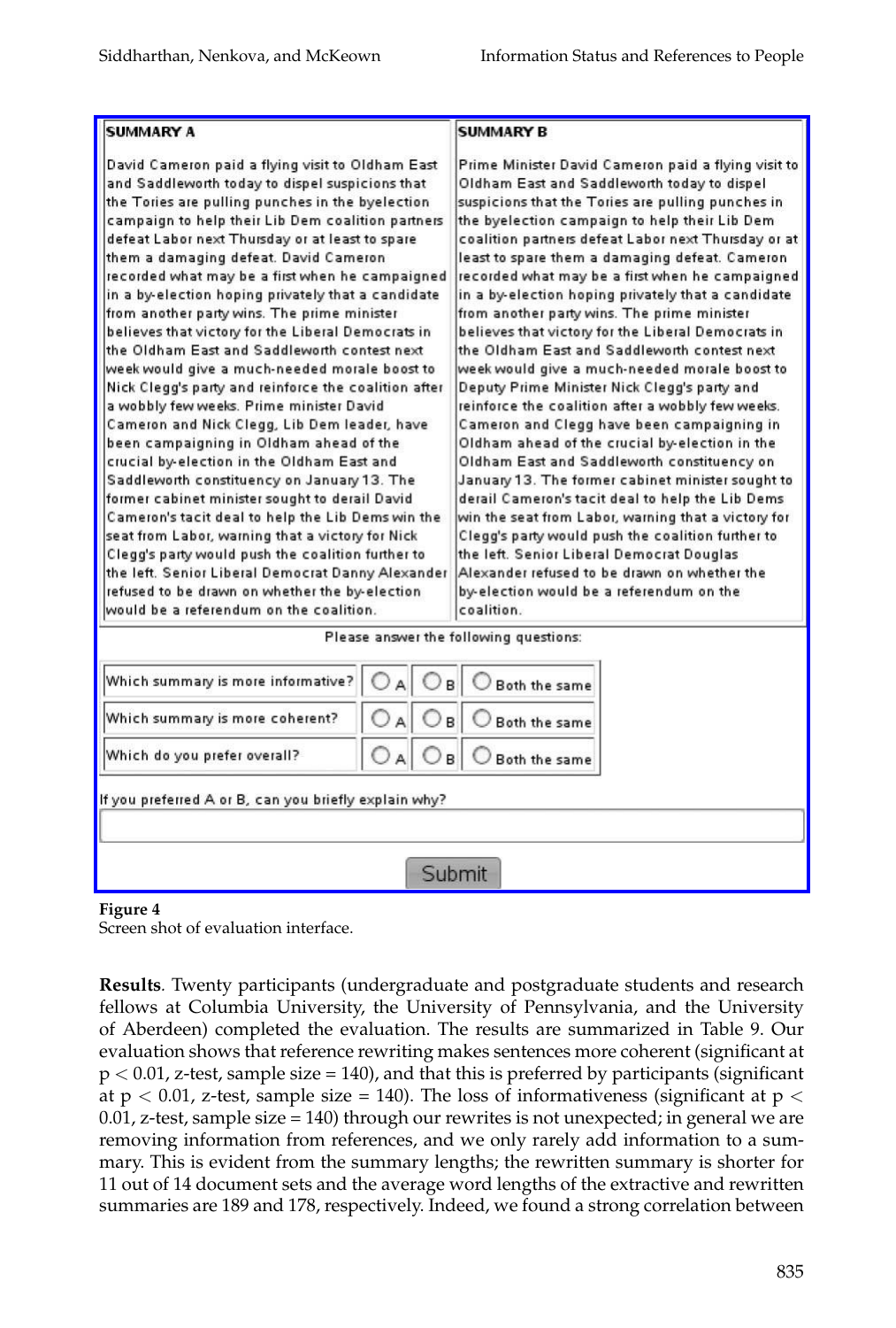| SUMMARY A | SUMMARY B |
| --- | --- |
| David Cameron paid a flying visit to Oldham East and Saddleworth today to dispel suspicions that the Tories are pulling punches in the byelection campaign to help their Lib Dem coalition partners defeat Labor next Thursday or at least to spare them a damaging defeat. David Cameron recorded what may be a first when he campaigned in a by-election hoping privately that a candidate from another party wins. The prime minister believes that victory for the Liberal Democrats in the Oldham East and Saddleworth contest next week would give a much-needed morale boost to Nick Clegg's party and reinforce the coalition after a wobbly few weeks. Prime minister David Cameron and Nick Clegg, Lib Dem leader, have been campaigning in Oldham ahead of the crucial by-election in the Oldham East and Saddleworth constituency on January 13. The former cabinet minister sought to derail David Cameron's tacit deal to help the Lib Dems win the seat from Labor, warning that a victory for Nick Clegg's party would push the coalition further to the left. Senior Liberal Democrat Danny Alexander refused to be drawn on whether the by-election would be a referendum on the coalition. | Prime Minister David Cameron paid a flying visit to Oldham East and Saddleworth today to dispel suspicions that the Tories are pulling punches in the byelection campaign to help their Lib Dem coalition partners defeat Labor next Thursday or at least to spare them a damaging defeat. Cameron recorded what may be a first when he campaigned in a by-election hoping privately that a candidate from another party wins. The prime minister believes that victory for the Liberal Democrats in the Oldham East and Saddleworth contest next week would give a much-needed morale boost to Deputy Prime Minister Nick Clegg's party and reinforce the coalition after a wobbly few weeks. Cameron and Clegg have been campaigning in Oldham ahead of the crucial by-election in the Oldham East and Saddleworth constituency on January 13. The former cabinet minister sought to derail Cameron's tacit deal to help the Lib Dems win the seat from Labor, warning that a victory for Clegg's party would push the coalition further to the left. Senior Liberal Democrat Douglas Alexander refused to be drawn on whether the by-election would be a referendum on the coalition. |

Please answer the following questions:

| | | | |
| --- | --- | --- | --- |
| Which summary is more informative? | ○ A | ○ B | ○ Both the same |
| Which summary is more coherent? | ○ A | ○ B | ○ Both the same |
| Which do you prefer overall? | ○ A | ○ B | ○ Both the same |

If you preferred A or B, can you briefly explain why?

Submit

**Figure 4**
Screen shot of evaluation interface.

**Results**. Twenty participants (undergraduate and postgraduate students and research fellows at Columbia University, the University of Pennsylvania, and the University of Aberdeen) completed the evaluation. The results are summarized in Table 9. Our evaluation shows that reference rewriting makes sentences more coherent (significant at $p < 0.01$, z-test, sample size = 140), and that this is preferred by participants (significant at $p < 0.01$, z-test, sample size = 140). The loss of informativeness (significant at $p < 0.01$, z-test, sample size = 140) through our rewrites is not unexpected; in general we are removing information from references, and we only rarely add information to a summary. This is evident from the summary lengths; the rewritten summary is shorter for 11 out of 14 document sets and the average word lengths of the extractive and rewritten summaries are 189 and 178, respectively. Indeed, we found a strong correlation between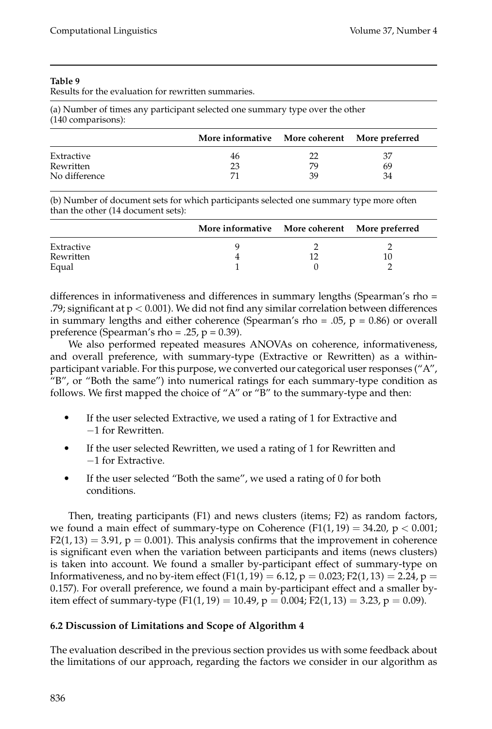**Table 9**
Results for the evaluation for rewritten summaries.

(a) Number of times any participant selected one summary type over the other (140 comparisons):

| | More informative | More coherent | More preferred |
|---|---|---|---|
| Extractive | 46 | 22 | 37 |
| Rewritten | 23 | 79 | 69 |
| No difference | 71 | 39 | 34 |

(b) Number of document sets for which participants selected one summary type more often than the other (14 document sets):

| | More informative | More coherent | More preferred |
|---|---|---|---|
| Extractive | 9 | 2 | 2 |
| Rewritten | 4 | 12 | 10 |
| Equal | 1 | 0 | 2 |

differences in informativeness and differences in summary lengths (Spearman's rho = .79; significant at $p < 0.001$). We did not find any similar correlation between differences in summary lengths and either coherence (Spearman's rho = .05, p = 0.86) or overall preference (Spearman's rho = .25, p = 0.39).

We also performed repeated measures ANOVAs on coherence, informativeness, and overall preference, with summary-type (Extractive or Rewritten) as a within-participant variable. For this purpose, we converted our categorical user responses ("A", "B", or "Both the same") into numerical ratings for each summary-type condition as follows. We first mapped the choice of "A" or "B" to the summary-type and then:

- If the user selected Extractive, we used a rating of 1 for Extractive and −1 for Rewritten.
- If the user selected Rewritten, we used a rating of 1 for Rewritten and −1 for Extractive.
- If the user selected "Both the same", we used a rating of 0 for both conditions.

Then, treating participants (F1) and news clusters (items; F2) as random factors, we found a main effect of summary-type on Coherence ($F1(1, 19) = 34.20$, $p < 0.001$; $F2(1, 13) = 3.91$, $p = 0.001$). This analysis confirms that the improvement in coherence is significant even when the variation between participants and items (news clusters) is taken into account. We found a smaller by-participant effect of summary-type on Informativeness, and no by-item effect ($F1(1, 19) = 6.12$, $p = 0.023$; $F2(1, 13) = 2.24$, $p = 0.157$). For overall preference, we found a main by-participant effect and a smaller by-item effect of summary-type ($F1(1, 19) = 10.49$, $p = 0.004$; $F2(1, 13) = 3.23$, $p = 0.09$).

### 6.2 Discussion of Limitations and Scope of Algorithm 4

The evaluation described in the previous section provides us with some feedback about the limitations of our approach, regarding the factors we consider in our algorithm as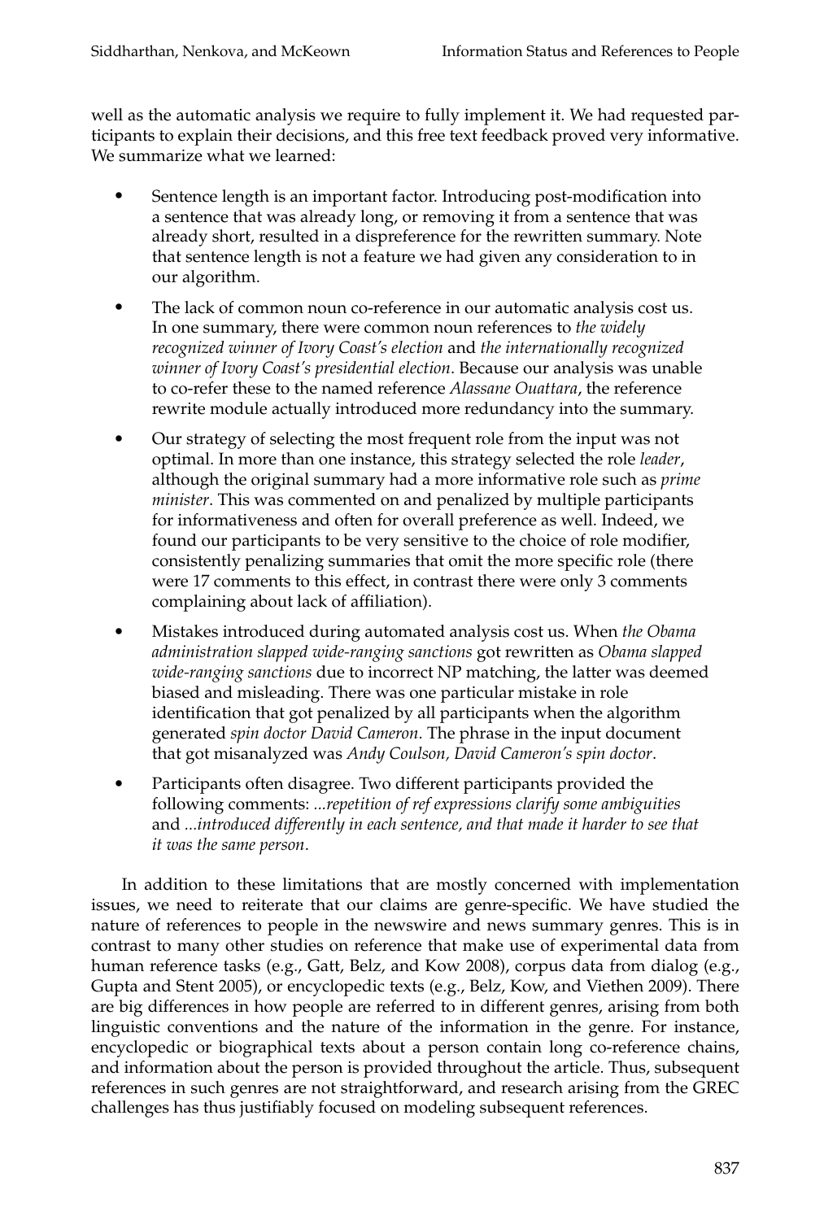well as the automatic analysis we require to fully implement it. We had requested participants to explain their decisions, and this free text feedback proved very informative. We summarize what we learned:

- Sentence length is an important factor. Introducing post-modification into a sentence that was already long, or removing it from a sentence that was already short, resulted in a dispreference for the rewritten summary. Note that sentence length is not a feature we had given any consideration to in our algorithm.
- The lack of common noun co-reference in our automatic analysis cost us. In one summary, there were common noun references to *the widely recognized winner of Ivory Coast's election* and *the internationally recognized winner of Ivory Coast's presidential election*. Because our analysis was unable to co-refer these to the named reference *Alassane Ouattara*, the reference rewrite module actually introduced more redundancy into the summary.
- Our strategy of selecting the most frequent role from the input was not optimal. In more than one instance, this strategy selected the role *leader*, although the original summary had a more informative role such as *prime minister*. This was commented on and penalized by multiple participants for informativeness and often for overall preference as well. Indeed, we found our participants to be very sensitive to the choice of role modifier, consistently penalizing summaries that omit the more specific role (there were 17 comments to this effect, in contrast there were only 3 comments complaining about lack of affiliation).
- Mistakes introduced during automated analysis cost us. When *the Obama administration slapped wide-ranging sanctions* got rewritten as *Obama slapped wide-ranging sanctions* due to incorrect NP matching, the latter was deemed biased and misleading. There was one particular mistake in role identification that got penalized by all participants when the algorithm generated *spin doctor David Cameron*. The phrase in the input document that got misanalyzed was *Andy Coulson, David Cameron's spin doctor*.
- Participants often disagree. Two different participants provided the following comments: *...repetition of ref expressions clarify some ambiguities* and *...introduced differently in each sentence, and that made it harder to see that it was the same person*.

In addition to these limitations that are mostly concerned with implementation issues, we need to reiterate that our claims are genre-specific. We have studied the nature of references to people in the newswire and news summary genres. This is in contrast to many other studies on reference that make use of experimental data from human reference tasks (e.g., Gatt, Belz, and Kow 2008), corpus data from dialog (e.g., Gupta and Stent 2005), or encyclopedic texts (e.g., Belz, Kow, and Viethen 2009). There are big differences in how people are referred to in different genres, arising from both linguistic conventions and the nature of the information in the genre. For instance, encyclopedic or biographical texts about a person contain long co-reference chains, and information about the person is provided throughout the article. Thus, subsequent references in such genres are not straightforward, and research arising from the GREC challenges has thus justifiably focused on modeling subsequent references.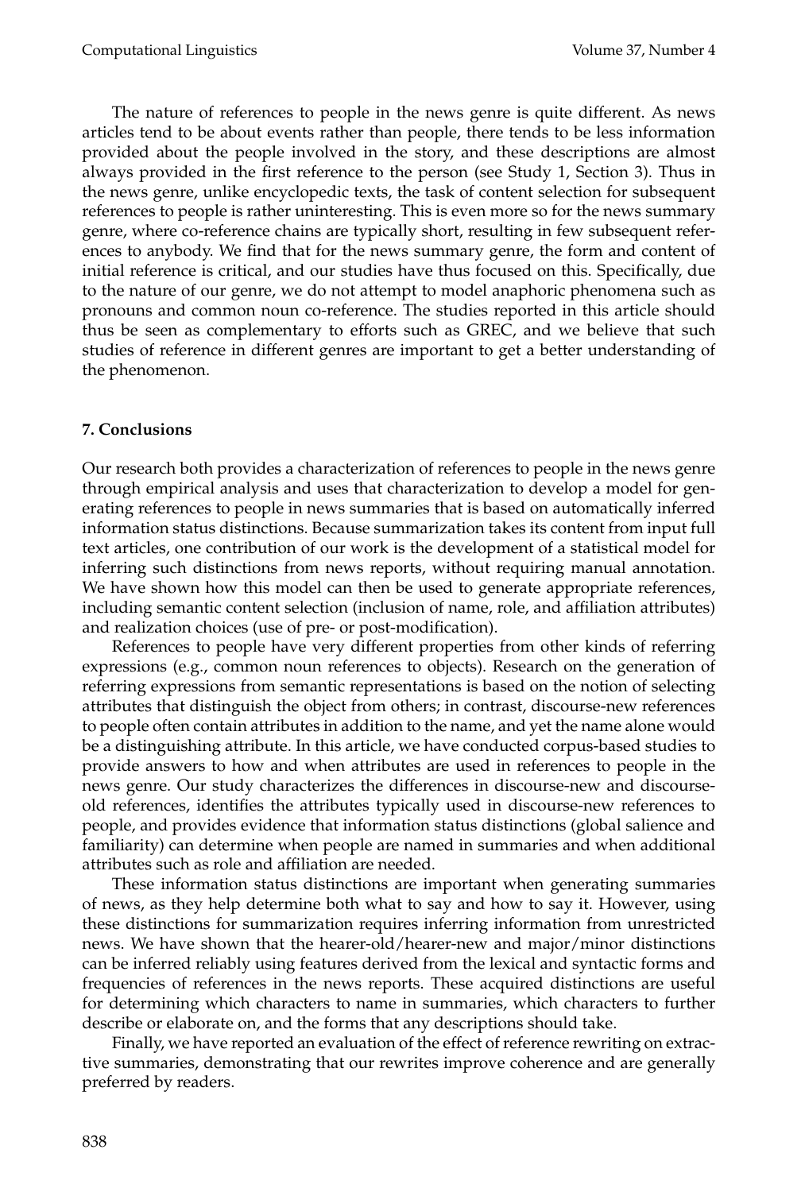The nature of references to people in the news genre is quite different. As news articles tend to be about events rather than people, there tends to be less information provided about the people involved in the story, and these descriptions are almost always provided in the first reference to the person (see Study 1, Section 3). Thus in the news genre, unlike encyclopedic texts, the task of content selection for subsequent references to people is rather uninteresting. This is even more so for the news summary genre, where co-reference chains are typically short, resulting in few subsequent references to anybody. We find that for the news summary genre, the form and content of initial reference is critical, and our studies have thus focused on this. Specifically, due to the nature of our genre, we do not attempt to model anaphoric phenomena such as pronouns and common noun co-reference. The studies reported in this article should thus be seen as complementary to efforts such as GREC, and we believe that such studies of reference in different genres are important to get a better understanding of the phenomenon.

## 7. Conclusions

Our research both provides a characterization of references to people in the news genre through empirical analysis and uses that characterization to develop a model for generating references to people in news summaries that is based on automatically inferred information status distinctions. Because summarization takes its content from input full text articles, one contribution of our work is the development of a statistical model for inferring such distinctions from news reports, without requiring manual annotation. We have shown how this model can then be used to generate appropriate references, including semantic content selection (inclusion of name, role, and affiliation attributes) and realization choices (use of pre- or post-modification).

References to people have very different properties from other kinds of referring expressions (e.g., common noun references to objects). Research on the generation of referring expressions from semantic representations is based on the notion of selecting attributes that distinguish the object from others; in contrast, discourse-new references to people often contain attributes in addition to the name, and yet the name alone would be a distinguishing attribute. In this article, we have conducted corpus-based studies to provide answers to how and when attributes are used in references to people in the news genre. Our study characterizes the differences in discourse-new and discourse-old references, identifies the attributes typically used in discourse-new references to people, and provides evidence that information status distinctions (global salience and familiarity) can determine when people are named in summaries and when additional attributes such as role and affiliation are needed.

These information status distinctions are important when generating summaries of news, as they help determine both what to say and how to say it. However, using these distinctions for summarization requires inferring information from unrestricted news. We have shown that the hearer-old/hearer-new and major/minor distinctions can be inferred reliably using features derived from the lexical and syntactic forms and frequencies of references in the news reports. These acquired distinctions are useful for determining which characters to name in summaries, which characters to further describe or elaborate on, and the forms that any descriptions should take.

Finally, we have reported an evaluation of the effect of reference rewriting on extractive summaries, demonstrating that our rewrites improve coherence and are generally preferred by readers.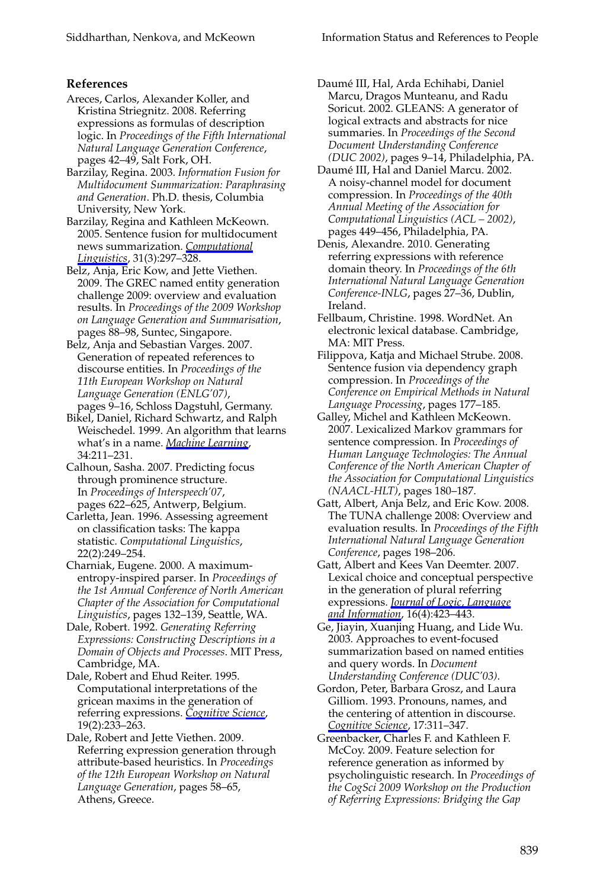## References

Areces, Carlos, Alexander Koller, and Kristina Striegnitz. 2008. Referring expressions as formulas of description logic. In *Proceedings of the Fifth International Natural Language Generation Conference*, pages 42–49, Salt Fork, OH.

Barzilay, Regina. 2003. *Information Fusion for Multidocument Summarization: Paraphrasing and Generation*. Ph.D. thesis, Columbia University, New York.

Barzilay, Regina and Kathleen McKeown. 2005. Sentence fusion for multidocument news summarization. *Computational Linguistics*, 31(3):297–328.

Belz, Anja, Eric Kow, and Jette Viethen. 2009. The GREC named entity generation challenge 2009: overview and evaluation results. In *Proceedings of the 2009 Workshop on Language Generation and Summarisation*, pages 88–98, Suntec, Singapore.

Belz, Anja and Sebastian Varges. 2007. Generation of repeated references to discourse entities. In *Proceedings of the 11th European Workshop on Natural Language Generation (ENLG'07)*, pages 9–16, Schloss Dagstuhl, Germany.

Bikel, Daniel, Richard Schwartz, and Ralph Weischedel. 1999. An algorithm that learns what's in a name. *Machine Learning*, 34:211–231.

Calhoun, Sasha. 2007. Predicting focus through prominence structure. In *Proceedings of Interspeech'07*, pages 622–625, Antwerp, Belgium.

Carletta, Jean. 1996. Assessing agreement on classification tasks: The kappa statistic. *Computational Linguistics*, 22(2):249–254.

Charniak, Eugene. 2000. A maximum-entropy-inspired parser. In *Proceedings of the 1st Annual Conference of North American Chapter of the Association for Computational Linguistics*, pages 132–139, Seattle, WA.

Dale, Robert. 1992. *Generating Referring Expressions: Constructing Descriptions in a Domain of Objects and Processes*. MIT Press, Cambridge, MA.

Dale, Robert and Ehud Reiter. 1995. Computational interpretations of the gricean maxims in the generation of referring expressions. *Cognitive Science*, 19(2):233–263.

Dale, Robert and Jette Viethen. 2009. Referring expression generation through attribute-based heuristics. In *Proceedings of the 12th European Workshop on Natural Language Generation*, pages 58–65, Athens, Greece.

Daumé III, Hal, Arda Echihabi, Daniel Marcu, Dragos Munteanu, and Radu Soricut. 2002. GLEANS: A generator of logical extracts and abstracts for nice summaries. In *Proceedings of the Second Document Understanding Conference (DUC 2002)*, pages 9–14, Philadelphia, PA.

Daumé III, Hal and Daniel Marcu. 2002. A noisy-channel model for document compression. In *Proceedings of the 40th Annual Meeting of the Association for Computational Linguistics (ACL – 2002)*, pages 449–456, Philadelphia, PA.

Denis, Alexandre. 2010. Generating referring expressions with reference domain theory. In *Proceedings of the 6th International Natural Language Generation Conference-INLG*, pages 27–36, Dublin, Ireland.

Fellbaum, Christine. 1998. WordNet. An electronic lexical database. Cambridge, MA: MIT Press.

Filippova, Katja and Michael Strube. 2008. Sentence fusion via dependency graph compression. In *Proceedings of the Conference on Empirical Methods in Natural Language Processing*, pages 177–185.

Galley, Michel and Kathleen McKeown. 2007. Lexicalized Markov grammars for sentence compression. In *Proceedings of Human Language Technologies: The Annual Conference of the North American Chapter of the Association for Computational Linguistics (NAACL-HLT)*, pages 180–187.

Gatt, Albert, Anja Belz, and Eric Kow. 2008. The TUNA challenge 2008: Overview and evaluation results. In *Proceedings of the Fifth International Natural Language Generation Conference*, pages 198–206.

Gatt, Albert and Kees Van Deemter. 2007. Lexical choice and conceptual perspective in the generation of plural referring expressions. *Journal of Logic, Language and Information*, 16(4):423–443.

Ge, Jiayin, Xuanjing Huang, and Lide Wu. 2003. Approaches to event-focused summarization based on named entities and query words. In *Document Understanding Conference (DUC'03)*.

Gordon, Peter, Barbara Grosz, and Laura Gilliom. 1993. Pronouns, names, and the centering of attention in discourse. *Cognitive Science*, 17:311–347.

Greenbacker, Charles F. and Kathleen F. McCoy. 2009. Feature selection for reference generation as informed by psycholinguistic research. In *Proceedings of the CogSci 2009 Workshop on the Production of Referring Expressions: Bridging the Gap*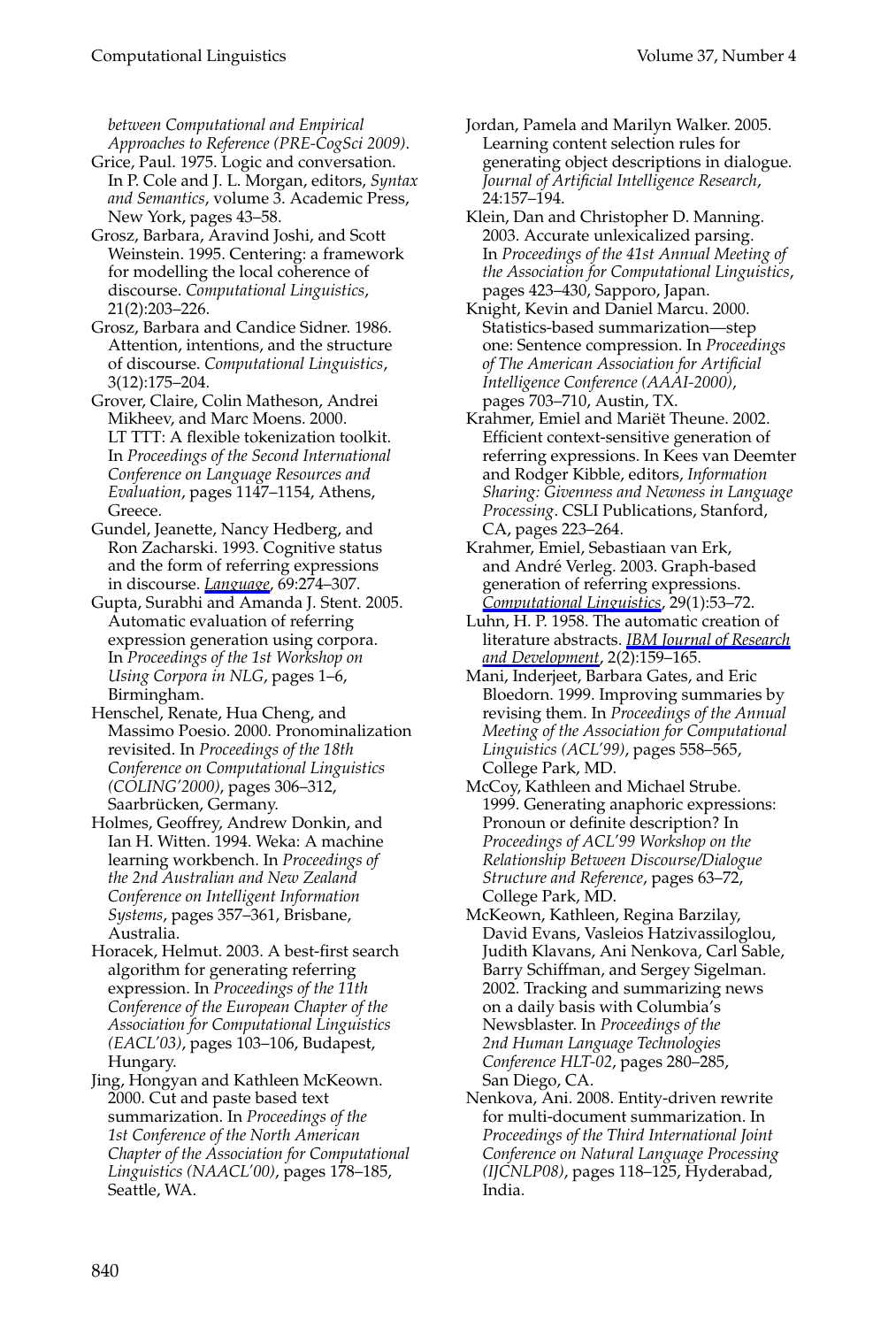*between Computational and Empirical Approaches to Reference (PRE-CogSci 2009)*.

Grice, Paul. 1975. Logic and conversation. In P. Cole and J. L. Morgan, editors, *Syntax and Semantics*, volume 3. Academic Press, New York, pages 43–58.

Grosz, Barbara, Aravind Joshi, and Scott Weinstein. 1995. Centering: a framework for modelling the local coherence of discourse. *Computational Linguistics*, 21(2):203–226.

Grosz, Barbara and Candice Sidner. 1986. Attention, intentions, and the structure of discourse. *Computational Linguistics*, 3(12):175–204.

Grover, Claire, Colin Matheson, Andrei Mikheev, and Marc Moens. 2000. LT TTT: A flexible tokenization toolkit. In *Proceedings of the Second International Conference on Language Resources and Evaluation*, pages 1147–1154, Athens, Greece.

Gundel, Jeanette, Nancy Hedberg, and Ron Zacharski. 1993. Cognitive status and the form of referring expressions in discourse. *Language*, 69:274–307.

Gupta, Surabhi and Amanda J. Stent. 2005. Automatic evaluation of referring expression generation using corpora. In *Proceedings of the 1st Workshop on Using Corpora in NLG*, pages 1–6, Birmingham.

Henschel, Renate, Hua Cheng, and Massimo Poesio. 2000. Pronominalization revisited. In *Proceedings of the 18th Conference on Computational Linguistics (COLING'2000)*, pages 306–312, Saarbrücken, Germany.

Holmes, Geoffrey, Andrew Donkin, and Ian H. Witten. 1994. Weka: A machine learning workbench. In *Proceedings of the 2nd Australian and New Zealand Conference on Intelligent Information Systems*, pages 357–361, Brisbane, Australia.

Horacek, Helmut. 2003. A best-first search algorithm for generating referring expression. In *Proceedings of the 11th Conference of the European Chapter of the Association for Computational Linguistics (EACL'03)*, pages 103–106, Budapest, Hungary.

Jing, Hongyan and Kathleen McKeown. 2000. Cut and paste based text summarization. In *Proceedings of the 1st Conference of the North American Chapter of the Association for Computational Linguistics (NAACL'00)*, pages 178–185, Seattle, WA.

Jordan, Pamela and Marilyn Walker. 2005. Learning content selection rules for generating object descriptions in dialogue. *Journal of Artificial Intelligence Research*, 24:157–194.

Klein, Dan and Christopher D. Manning. 2003. Accurate unlexicalized parsing. In *Proceedings of the 41st Annual Meeting of the Association for Computational Linguistics*, pages 423–430, Sapporo, Japan.

Knight, Kevin and Daniel Marcu. 2000. Statistics-based summarization—step one: Sentence compression. In *Proceedings of The American Association for Artificial Intelligence Conference (AAAI-2000)*, pages 703–710, Austin, TX.

Krahmer, Emiel and Mariët Theune. 2002. Efficient context-sensitive generation of referring expressions. In Kees van Deemter and Rodger Kibble, editors, *Information Sharing: Givenness and Newness in Language Processing*. CSLI Publications, Stanford, CA, pages 223–264.

Krahmer, Emiel, Sebastiaan van Erk, and André Verleg. 2003. Graph-based generation of referring expressions. *Computational Linguistics*, 29(1):53–72.

Luhn, H. P. 1958. The automatic creation of literature abstracts. *IBM Journal of Research and Development*, 2(2):159–165.

Mani, Inderjeet, Barbara Gates, and Eric Bloedorn. 1999. Improving summaries by revising them. In *Proceedings of the Annual Meeting of the Association for Computational Linguistics (ACL'99)*, pages 558–565, College Park, MD.

McCoy, Kathleen and Michael Strube. 1999. Generating anaphoric expressions: Pronoun or definite description? In *Proceedings of ACL'99 Workshop on the Relationship Between Discourse/Dialogue Structure and Reference*, pages 63–72, College Park, MD.

McKeown, Kathleen, Regina Barzilay, David Evans, Vasleios Hatzivassiloglou, Judith Klavans, Ani Nenkova, Carl Sable, Barry Schiffman, and Sergey Sigelman. 2002. Tracking and summarizing news on a daily basis with Columbia's Newsblaster. In *Proceedings of the 2nd Human Language Technologies Conference HLT-02*, pages 280–285, San Diego, CA.

Nenkova, Ani. 2008. Entity-driven rewrite for multi-document summarization. In *Proceedings of the Third International Joint Conference on Natural Language Processing (IJCNLP08)*, pages 118–125, Hyderabad, India.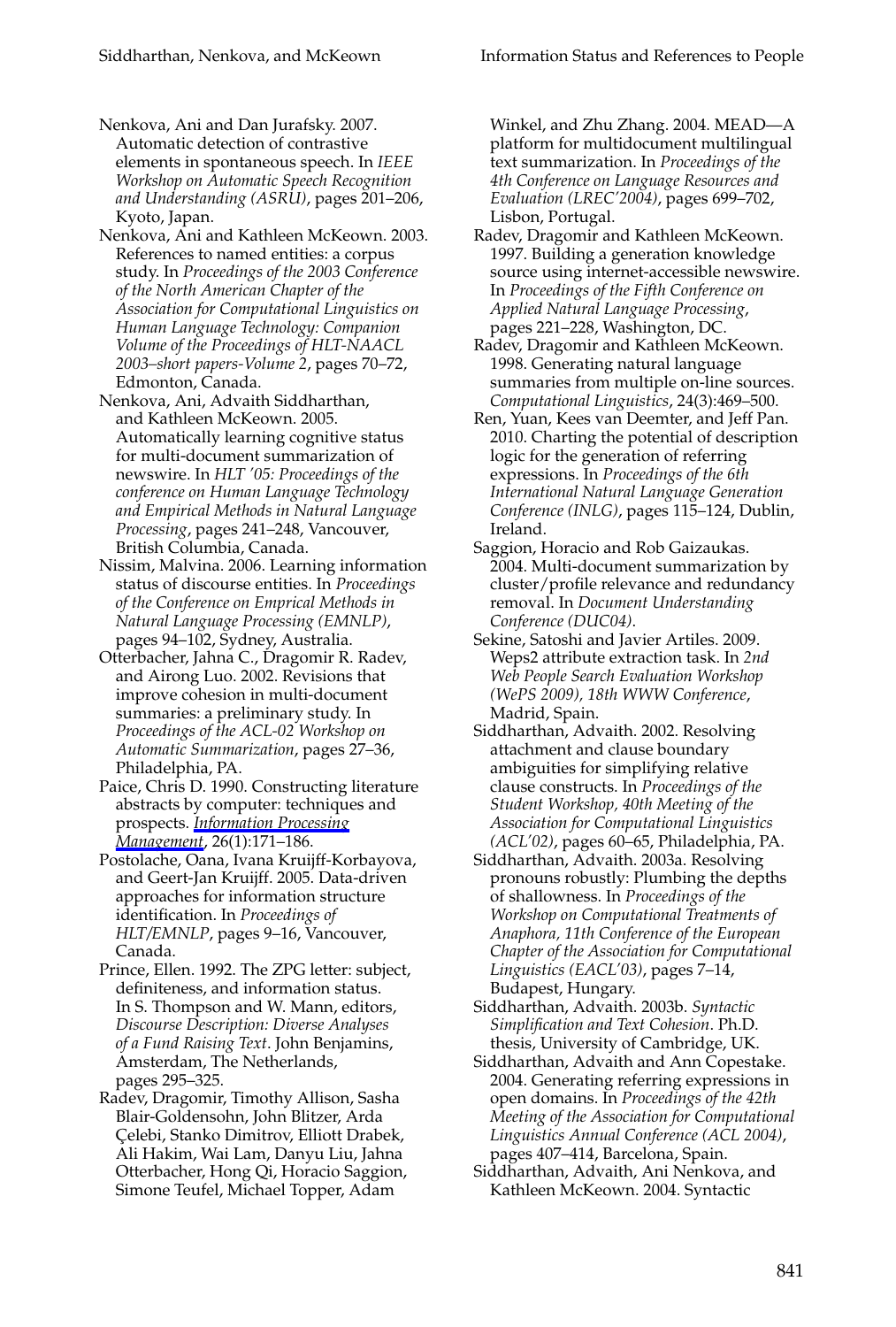Nenkova, Ani and Dan Jurafsky. 2007. Automatic detection of contrastive elements in spontaneous speech. In *IEEE Workshop on Automatic Speech Recognition and Understanding (ASRU)*, pages 201–206, Kyoto, Japan.

Nenkova, Ani and Kathleen McKeown. 2003. References to named entities: a corpus study. In *Proceedings of the 2003 Conference of the North American Chapter of the Association for Computational Linguistics on Human Language Technology: Companion Volume of the Proceedings of HLT-NAACL 2003–short papers-Volume 2*, pages 70–72, Edmonton, Canada.

Nenkova, Ani, Advaith Siddharthan, and Kathleen McKeown. 2005. Automatically learning cognitive status for multi-document summarization of newswire. In *HLT '05: Proceedings of the conference on Human Language Technology and Empirical Methods in Natural Language Processing*, pages 241–248, Vancouver, British Columbia, Canada.

Nissim, Malvina. 2006. Learning information status of discourse entities. In *Proceedings of the Conference on Emprical Methods in Natural Language Processing (EMNLP)*, pages 94–102, Sydney, Australia.

Otterbacher, Jahna C., Dragomir R. Radev, and Airong Luo. 2002. Revisions that improve cohesion in multi-document summaries: a preliminary study. In *Proceedings of the ACL-02 Workshop on Automatic Summarization*, pages 27–36, Philadelphia, PA.

Paice, Chris D. 1990. Constructing literature abstracts by computer: techniques and prospects. *Information Processing Management*, 26(1):171–186.

Postolache, Oana, Ivana Kruijff-Korbayova, and Geert-Jan Kruijff. 2005. Data-driven approaches for information structure identification. In *Proceedings of HLT/EMNLP*, pages 9–16, Vancouver, Canada.

Prince, Ellen. 1992. The ZPG letter: subject, definiteness, and information status. In S. Thompson and W. Mann, editors, *Discourse Description: Diverse Analyses of a Fund Raising Text*. John Benjamins, Amsterdam, The Netherlands, pages 295–325.

Radev, Dragomir, Timothy Allison, Sasha Blair-Goldensohn, John Blitzer, Arda Çelebi, Stanko Dimitrov, Elliott Drabek, Ali Hakim, Wai Lam, Danyu Liu, Jahna Otterbacher, Hong Qi, Horacio Saggion, Simone Teufel, Michael Topper, Adam Winkel, and Zhu Zhang. 2004. MEAD—A platform for multidocument multilingual text summarization. In *Proceedings of the 4th Conference on Language Resources and Evaluation (LREC'2004)*, pages 699–702, Lisbon, Portugal.

Radev, Dragomir and Kathleen McKeown. 1997. Building a generation knowledge source using internet-accessible newswire. In *Proceedings of the Fifth Conference on Applied Natural Language Processing*, pages 221–228, Washington, DC.

Radev, Dragomir and Kathleen McKeown. 1998. Generating natural language summaries from multiple on-line sources. *Computational Linguistics*, 24(3):469–500.

Ren, Yuan, Kees van Deemter, and Jeff Pan. 2010. Charting the potential of description logic for the generation of referring expressions. In *Proceedings of the 6th International Natural Language Generation Conference (INLG)*, pages 115–124, Dublin, Ireland.

Saggion, Horacio and Rob Gaizaukas. 2004. Multi-document summarization by cluster/profile relevance and redundancy removal. In *Document Understanding Conference (DUC04)*.

Sekine, Satoshi and Javier Artiles. 2009. Weps2 attribute extraction task. In *2nd Web People Search Evaluation Workshop (WePS 2009), 18th WWW Conference*, Madrid, Spain.

Siddharthan, Advaith. 2002. Resolving attachment and clause boundary ambiguities for simplifying relative clause constructs. In *Proceedings of the Student Workshop, 40th Meeting of the Association for Computational Linguistics (ACL'02)*, pages 60–65, Philadelphia, PA.

Siddharthan, Advaith. 2003a. Resolving pronouns robustly: Plumbing the depths of shallowness. In *Proceedings of the Workshop on Computational Treatments of Anaphora, 11th Conference of the European Chapter of the Association for Computational Linguistics (EACL'03)*, pages 7–14, Budapest, Hungary.

Siddharthan, Advaith. 2003b. *Syntactic Simplification and Text Cohesion*. Ph.D. thesis, University of Cambridge, UK.

Siddharthan, Advaith and Ann Copestake. 2004. Generating referring expressions in open domains. In *Proceedings of the 42th Meeting of the Association for Computational Linguistics Annual Conference (ACL 2004)*, pages 407–414, Barcelona, Spain.

Siddharthan, Advaith, Ani Nenkova, and Kathleen McKeown. 2004. Syntactic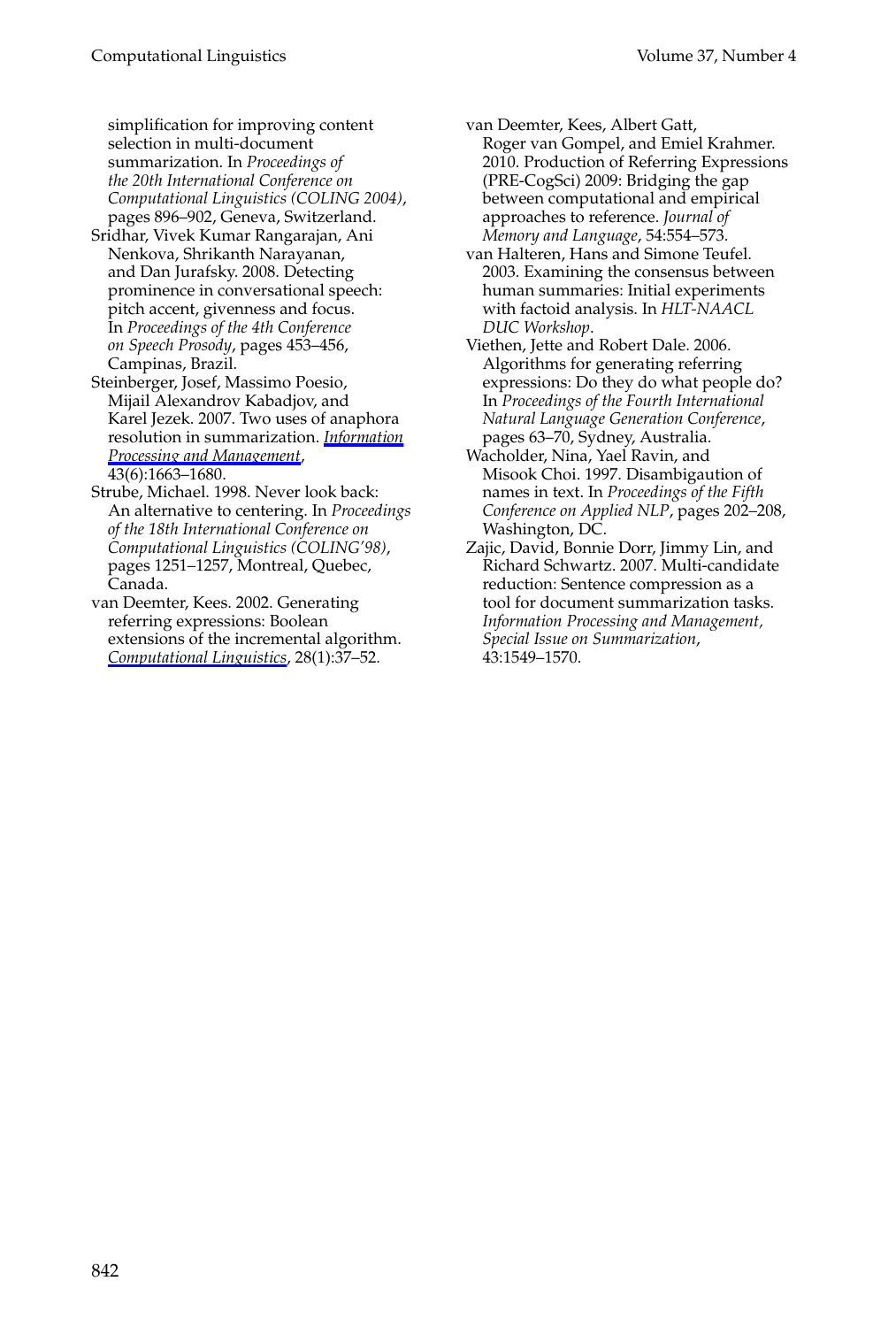simplification for improving content selection in multi-document summarization. In *Proceedings of the 20th International Conference on Computational Linguistics (COLING 2004)*, pages 896–902, Geneva, Switzerland.

Sridhar, Vivek Kumar Rangarajan, Ani Nenkova, Shrikanth Narayanan, and Dan Jurafsky. 2008. Detecting prominence in conversational speech: pitch accent, givenness and focus. In *Proceedings of the 4th Conference on Speech Prosody*, pages 453–456, Campinas, Brazil.

Steinberger, Josef, Massimo Poesio, Mijail Alexandrov Kabadjov, and Karel Jezek. 2007. Two uses of anaphora resolution in summarization. *Information Processing and Management*, 43(6):1663–1680.

Strube, Michael. 1998. Never look back: An alternative to centering. In *Proceedings of the 18th International Conference on Computational Linguistics (COLING'98)*, pages 1251–1257, Montreal, Quebec, Canada.

van Deemter, Kees. 2002. Generating referring expressions: Boolean extensions of the incremental algorithm. *Computational Linguistics*, 28(1):37–52.

van Deemter, Kees, Albert Gatt, Roger van Gompel, and Emiel Krahmer. 2010. Production of Referring Expressions (PRE-CogSci) 2009: Bridging the gap between computational and empirical approaches to reference. *Journal of Memory and Language*, 54:554–573.

van Halteren, Hans and Simone Teufel. 2003. Examining the consensus between human summaries: Initial experiments with factoid analysis. In *HLT-NAACL DUC Workshop*.

Viethen, Jette and Robert Dale. 2006. Algorithms for generating referring expressions: Do they do what people do? In *Proceedings of the Fourth International Natural Language Generation Conference*, pages 63–70, Sydney, Australia.

Wacholder, Nina, Yael Ravin, and Misook Choi. 1997. Disambigaution of names in text. In *Proceedings of the Fifth Conference on Applied NLP*, pages 202–208, Washington, DC.

Zajic, David, Bonnie Dorr, Jimmy Lin, and Richard Schwartz. 2007. Multi-candidate reduction: Sentence compression as a tool for document summarization tasks. *Information Processing and Management, Special Issue on Summarization*, 43:1549–1570.